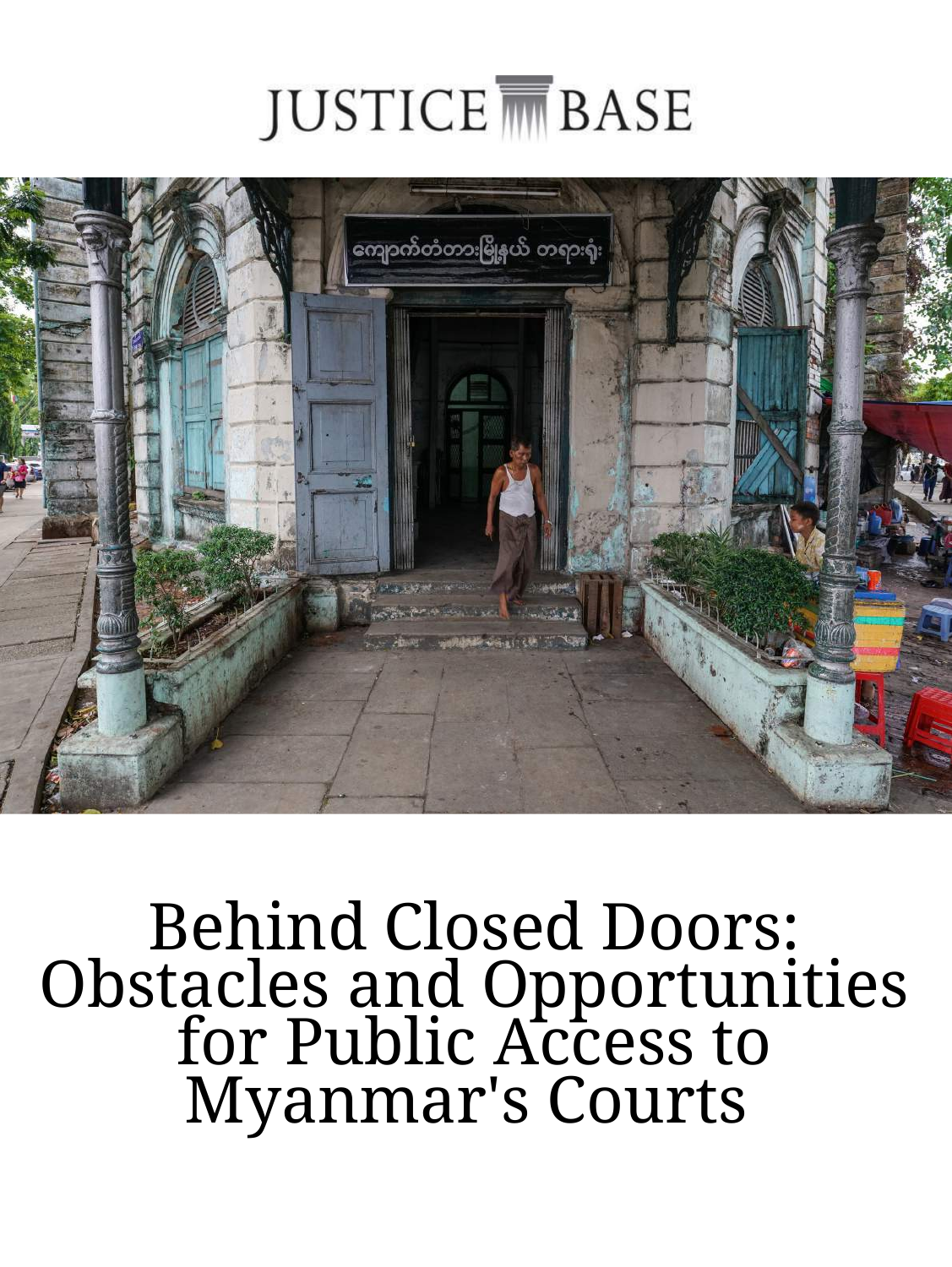JUSTICE BASE

# Behind Closed Doors: Obstacles and Opportunities for Public Access to Myanmar's Courts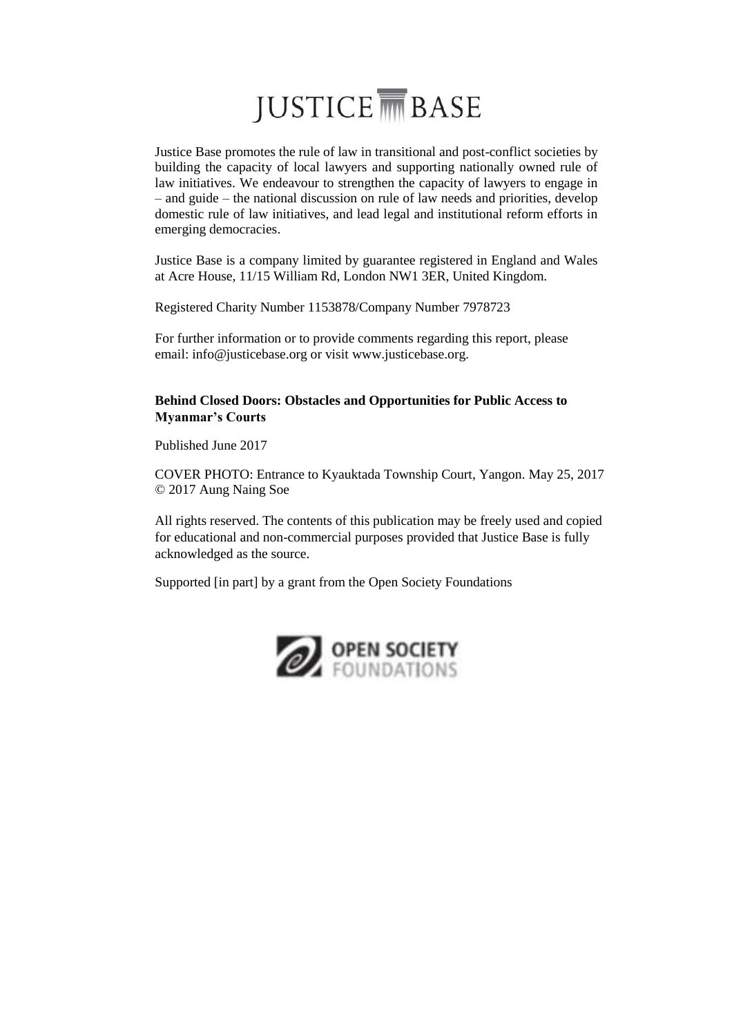# JUSTICE BASE

Justice Base promotes the rule of law in transitional and post-conflict societies by building the capacity of local lawyers and supporting nationally owned rule of law initiatives. We endeavour to strengthen the capacity of lawyers to engage in – and guide – the national discussion on rule of law needs and priorities, develop domestic rule of law initiatives, and lead legal and institutional reform efforts in emerging democracies.

Justice Base is a company limited by guarantee registered in England and Wales at Acre House, 11/15 William Rd, London NW1 3ER, United Kingdom.

Registered Charity Number 1153878/Company Number 7978723

For further information or to provide comments regarding this report, please email: info@justicebase.org or visit www.justicebase.org.

**Behind Closed Doors: Obstacles and Opportunities for Public Access to Myanmar's Courts**

Published June 2017

COVER PHOTO: Entrance to Kyauktada Township Court, Yangon. May 25, 2017 © 2017 Aung Naing Soe

All rights reserved. The contents of this publication may be freely used and copied for educational and non-commercial purposes provided that Justice Base is fully acknowledged as the source.

Supported [in part] by a grant from the Open Society Foundations

OPEN SOCIETY FOUNDATIONS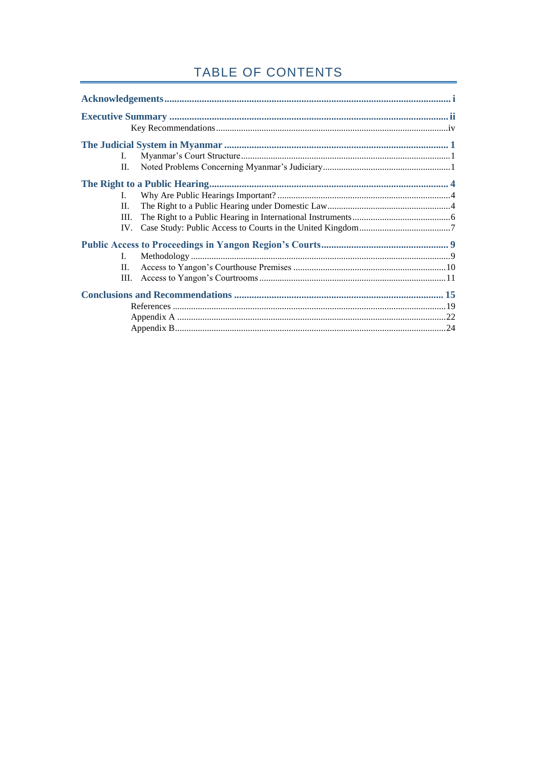# TABLE OF CONTENTS

**Acknowledgements** .......... i

**Executive Summary** .......... ii

- Key Recommendations .......... iv

**The Judicial System in Myanmar** .......... 1

- I. Myanmar's Court Structure .......... 1
- II. Noted Problems Concerning Myanmar's Judiciary .......... 1

**The Right to a Public Hearing** .......... 4

- I. Why Are Public Hearings Important? .......... 4
- II. The Right to a Public Hearing under Domestic Law .......... 4
- III. The Right to a Public Hearing in International Instruments .......... 6
- IV. Case Study: Public Access to Courts in the United Kingdom .......... 7

**Public Access to Proceedings in Yangon Region's Courts** .......... 9

- I. Methodology .......... 9
- II. Access to Yangon's Courthouse Premises .......... 10
- III. Access to Yangon's Courtrooms .......... 11

**Conclusions and Recommendations** .......... 15

- References .......... 19
- Appendix A .......... 22
- Appendix B .......... 24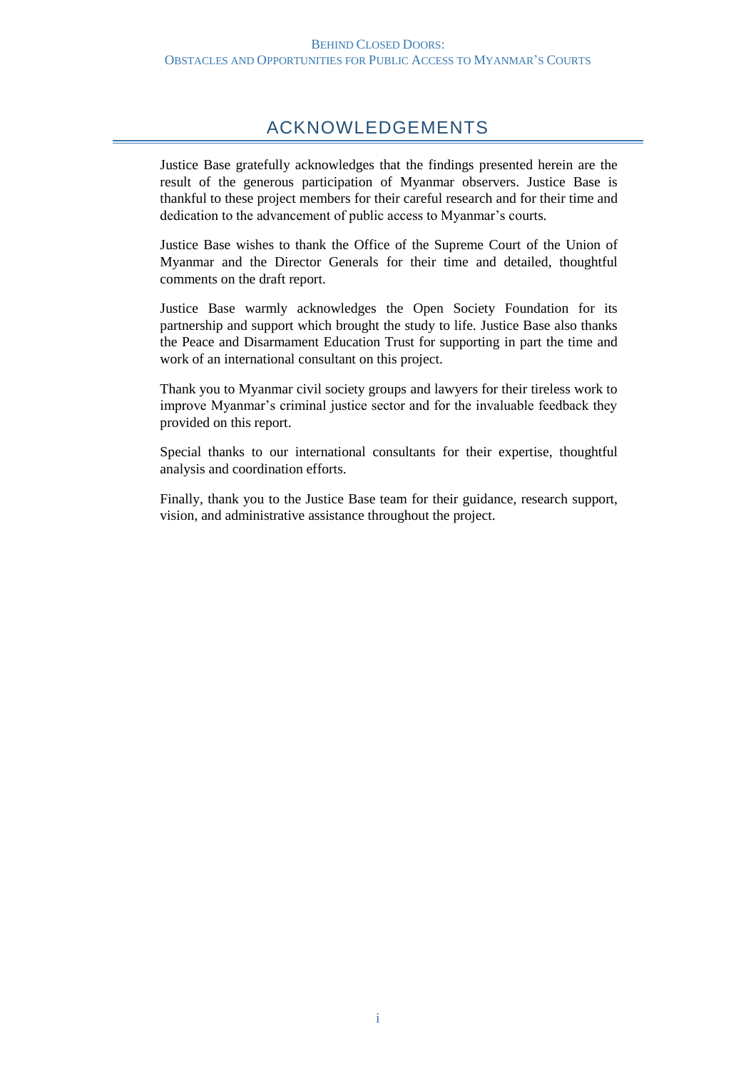# ACKNOWLEDGEMENTS

Justice Base gratefully acknowledges that the findings presented herein are the result of the generous participation of Myanmar observers. Justice Base is thankful to these project members for their careful research and for their time and dedication to the advancement of public access to Myanmar's courts.

Justice Base wishes to thank the Office of the Supreme Court of the Union of Myanmar and the Director Generals for their time and detailed, thoughtful comments on the draft report.

Justice Base warmly acknowledges the Open Society Foundation for its partnership and support which brought the study to life. Justice Base also thanks the Peace and Disarmament Education Trust for supporting in part the time and work of an international consultant on this project.

Thank you to Myanmar civil society groups and lawyers for their tireless work to improve Myanmar's criminal justice sector and for the invaluable feedback they provided on this report.

Special thanks to our international consultants for their expertise, thoughtful analysis and coordination efforts.

Finally, thank you to the Justice Base team for their guidance, research support, vision, and administrative assistance throughout the project.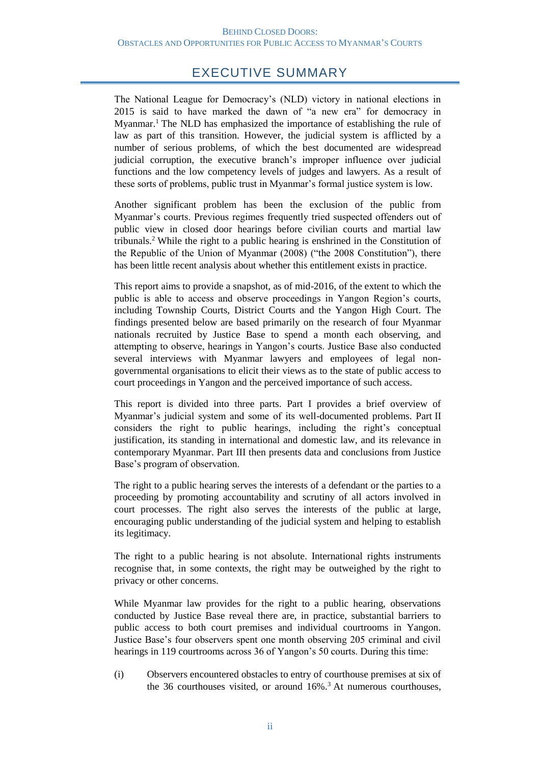# EXECUTIVE SUMMARY

The National League for Democracy's (NLD) victory in national elections in 2015 is said to have marked the dawn of "a new era" for democracy in Myanmar.[1] The NLD has emphasized the importance of establishing the rule of law as part of this transition. However, the judicial system is afflicted by a number of serious problems, of which the best documented are widespread judicial corruption, the executive branch's improper influence over judicial functions and the low competency levels of judges and lawyers. As a result of these sorts of problems, public trust in Myanmar's formal justice system is low.

Another significant problem has been the exclusion of the public from Myanmar's courts. Previous regimes frequently tried suspected offenders out of public view in closed door hearings before civilian courts and martial law tribunals.[2] While the right to a public hearing is enshrined in the Constitution of the Republic of the Union of Myanmar (2008) ("the 2008 Constitution"), there has been little recent analysis about whether this entitlement exists in practice.

This report aims to provide a snapshot, as of mid-2016, of the extent to which the public is able to access and observe proceedings in Yangon Region's courts, including Township Courts, District Courts and the Yangon High Court. The findings presented below are based primarily on the research of four Myanmar nationals recruited by Justice Base to spend a month each observing, and attempting to observe, hearings in Yangon's courts. Justice Base also conducted several interviews with Myanmar lawyers and employees of legal non-governmental organisations to elicit their views as to the state of public access to court proceedings in Yangon and the perceived importance of such access.

This report is divided into three parts. Part I provides a brief overview of Myanmar's judicial system and some of its well-documented problems. Part II considers the right to public hearings, including the right's conceptual justification, its standing in international and domestic law, and its relevance in contemporary Myanmar. Part III then presents data and conclusions from Justice Base's program of observation.

The right to a public hearing serves the interests of a defendant or the parties to a proceeding by promoting accountability and scrutiny of all actors involved in court processes. The right also serves the interests of the public at large, encouraging public understanding of the judicial system and helping to establish its legitimacy.

The right to a public hearing is not absolute. International rights instruments recognise that, in some contexts, the right may be outweighed by the right to privacy or other concerns.

While Myanmar law provides for the right to a public hearing, observations conducted by Justice Base reveal there are, in practice, substantial barriers to public access to both court premises and individual courtrooms in Yangon. Justice Base's four observers spent one month observing 205 criminal and civil hearings in 119 courtrooms across 36 of Yangon's 50 courts. During this time:

(i) Observers encountered obstacles to entry of courthouse premises at six of the 36 courthouses visited, or around 16%.[3] At numerous courthouses,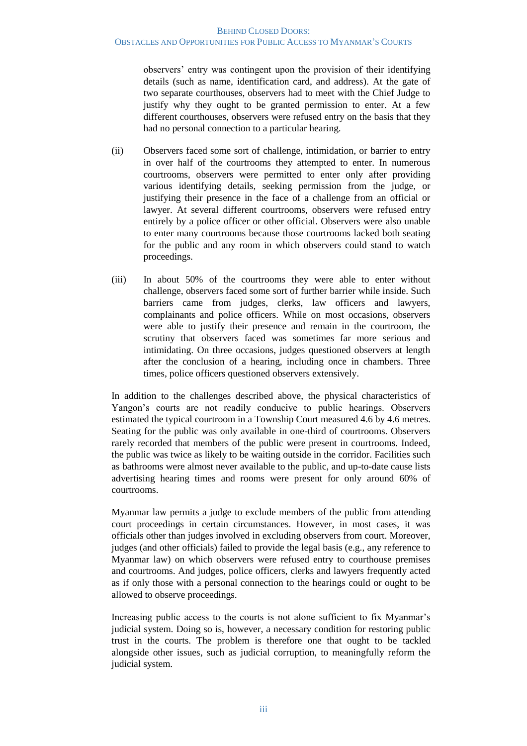observers' entry was contingent upon the provision of their identifying details (such as name, identification card, and address). At the gate of two separate courthouses, observers had to meet with the Chief Judge to justify why they ought to be granted permission to enter. At a few different courthouses, observers were refused entry on the basis that they had no personal connection to a particular hearing.

(ii) Observers faced some sort of challenge, intimidation, or barrier to entry in over half of the courtrooms they attempted to enter. In numerous courtrooms, observers were permitted to enter only after providing various identifying details, seeking permission from the judge, or justifying their presence in the face of a challenge from an official or lawyer. At several different courtrooms, observers were refused entry entirely by a police officer or other official. Observers were also unable to enter many courtrooms because those courtrooms lacked both seating for the public and any room in which observers could stand to watch proceedings.

(iii) In about 50% of the courtrooms they were able to enter without challenge, observers faced some sort of further barrier while inside. Such barriers came from judges, clerks, law officers and lawyers, complainants and police officers. While on most occasions, observers were able to justify their presence and remain in the courtroom, the scrutiny that observers faced was sometimes far more serious and intimidating. On three occasions, judges questioned observers at length after the conclusion of a hearing, including once in chambers. Three times, police officers questioned observers extensively.

In addition to the challenges described above, the physical characteristics of Yangon's courts are not readily conducive to public hearings. Observers estimated the typical courtroom in a Township Court measured 4.6 by 4.6 metres. Seating for the public was only available in one-third of courtrooms. Observers rarely recorded that members of the public were present in courtrooms. Indeed, the public was twice as likely to be waiting outside in the corridor. Facilities such as bathrooms were almost never available to the public, and up-to-date cause lists advertising hearing times and rooms were present for only around 60% of courtrooms.

Myanmar law permits a judge to exclude members of the public from attending court proceedings in certain circumstances. However, in most cases, it was officials other than judges involved in excluding observers from court. Moreover, judges (and other officials) failed to provide the legal basis (e.g., any reference to Myanmar law) on which observers were refused entry to courthouse premises and courtrooms. And judges, police officers, clerks and lawyers frequently acted as if only those with a personal connection to the hearings could or ought to be allowed to observe proceedings.

Increasing public access to the courts is not alone sufficient to fix Myanmar's judicial system. Doing so is, however, a necessary condition for restoring public trust in the courts. The problem is therefore one that ought to be tackled alongside other issues, such as judicial corruption, to meaningfully reform the judicial system.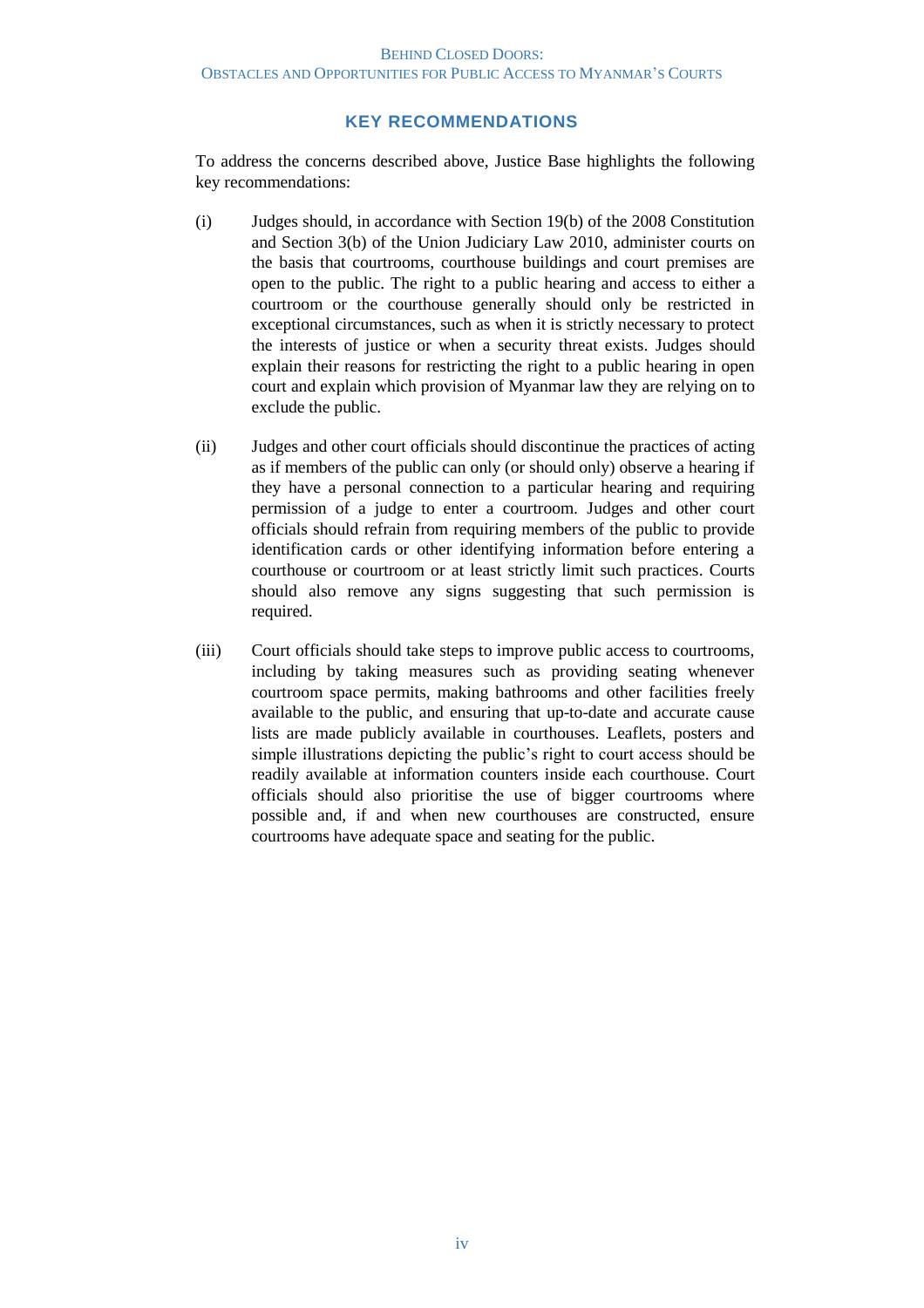## KEY RECOMMENDATIONS

To address the concerns described above, Justice Base highlights the following key recommendations:

(i) Judges should, in accordance with Section 19(b) of the 2008 Constitution and Section 3(b) of the Union Judiciary Law 2010, administer courts on the basis that courtrooms, courthouse buildings and court premises are open to the public. The right to a public hearing and access to either a courtroom or the courthouse generally should only be restricted in exceptional circumstances, such as when it is strictly necessary to protect the interests of justice or when a security threat exists. Judges should explain their reasons for restricting the right to a public hearing in open court and explain which provision of Myanmar law they are relying on to exclude the public.

(ii) Judges and other court officials should discontinue the practices of acting as if members of the public can only (or should only) observe a hearing if they have a personal connection to a particular hearing and requiring permission of a judge to enter a courtroom. Judges and other court officials should refrain from requiring members of the public to provide identification cards or other identifying information before entering a courthouse or courtroom or at least strictly limit such practices. Courts should also remove any signs suggesting that such permission is required.

(iii) Court officials should take steps to improve public access to courtrooms, including by taking measures such as providing seating whenever courtroom space permits, making bathrooms and other facilities freely available to the public, and ensuring that up-to-date and accurate cause lists are made publicly available in courthouses. Leaflets, posters and simple illustrations depicting the public's right to court access should be readily available at information counters inside each courthouse. Court officials should also prioritise the use of bigger courtrooms where possible and, if and when new courthouses are constructed, ensure courtrooms have adequate space and seating for the public.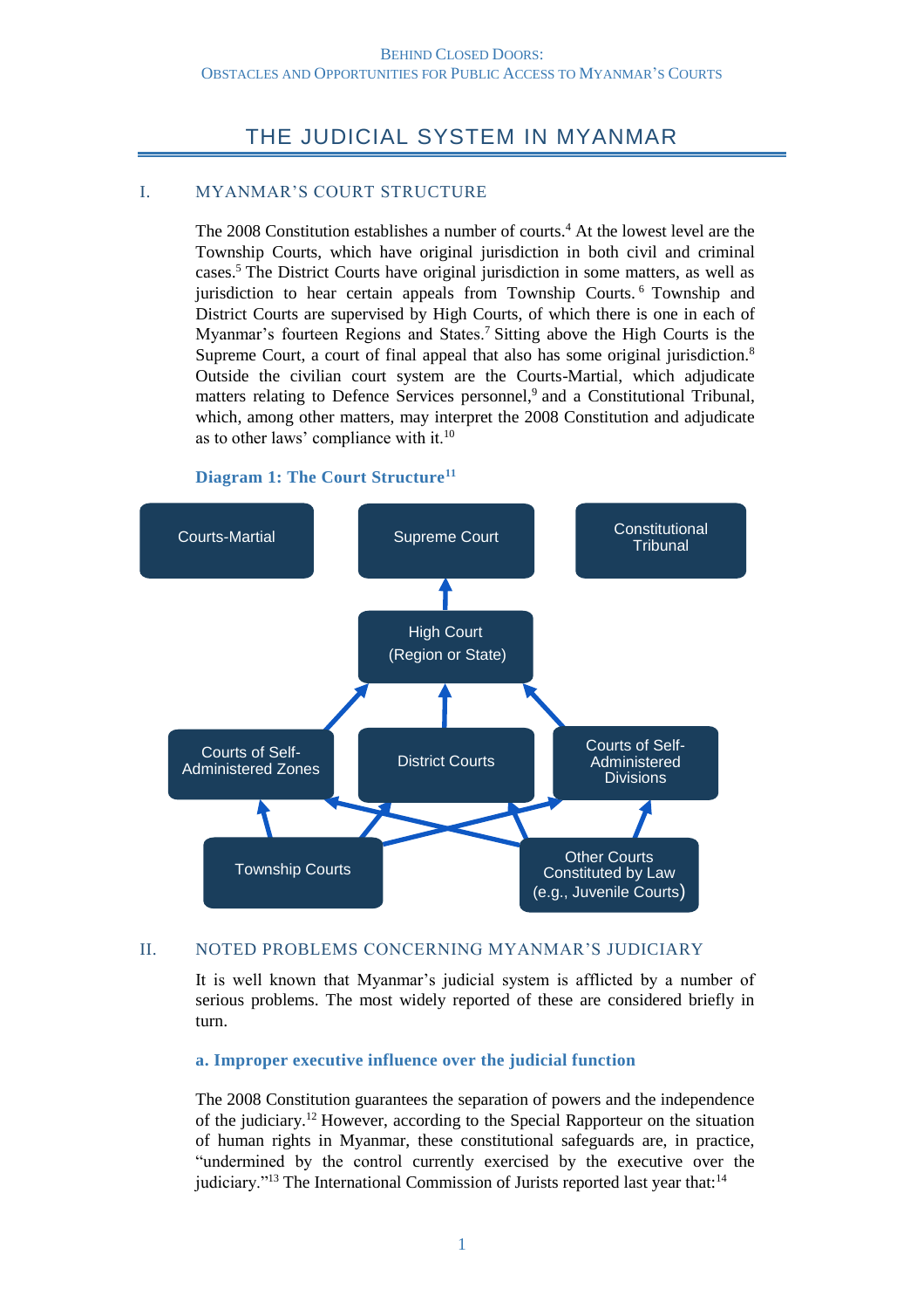# THE JUDICIAL SYSTEM IN MYANMAR

## I. MYANMAR'S COURT STRUCTURE

The 2008 Constitution establishes a number of courts.[4] At the lowest level are the Township Courts, which have original jurisdiction in both civil and criminal cases.[5] The District Courts have original jurisdiction in some matters, as well as jurisdiction to hear certain appeals from Township Courts.[6] Township and District Courts are supervised by High Courts, of which there is one in each of Myanmar's fourteen Regions and States.[7] Sitting above the High Courts is the Supreme Court, a court of final appeal that also has some original jurisdiction.[8] Outside the civilian court system are the Courts-Martial, which adjudicate matters relating to Defence Services personnel,[9] and a Constitutional Tribunal, which, among other matters, may interpret the 2008 Constitution and adjudicate as to other laws' compliance with it.[10]

**Diagram 1: The Court Structure[11]**

Courts-Martial

Supreme Court

Constitutional Tribunal

High Court (Region or State)

Courts of Self-Administered Zones

District Courts

Courts of Self-Administered Divisions

Township Courts

Other Courts Constituted by Law (e.g., Juvenile Courts)

## II. NOTED PROBLEMS CONCERNING MYANMAR'S JUDICIARY

It is well known that Myanmar's judicial system is afflicted by a number of serious problems. The most widely reported of these are considered briefly in turn.

### a. Improper executive influence over the judicial function

The 2008 Constitution guarantees the separation of powers and the independence of the judiciary.[12] However, according to the Special Rapporteur on the situation of human rights in Myanmar, these constitutional safeguards are, in practice, "undermined by the control currently exercised by the executive over the judiciary."[13] The International Commission of Jurists reported last year that:[14]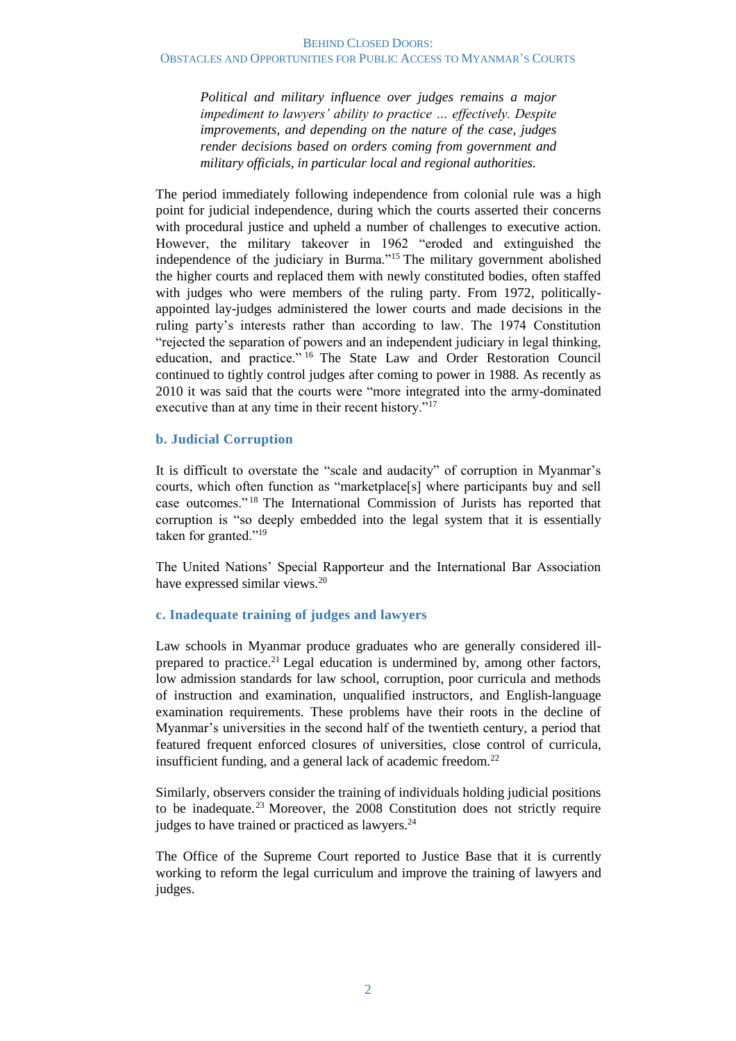> *Political and military influence over judges remains a major impediment to lawyers' ability to practice … effectively. Despite improvements, and depending on the nature of the case, judges render decisions based on orders coming from government and military officials, in particular local and regional authorities.*

The period immediately following independence from colonial rule was a high point for judicial independence, during which the courts asserted their concerns with procedural justice and upheld a number of challenges to executive action. However, the military takeover in 1962 "eroded and extinguished the independence of the judiciary in Burma."[15] The military government abolished the higher courts and replaced them with newly constituted bodies, often staffed with judges who were members of the ruling party. From 1972, politically-appointed lay-judges administered the lower courts and made decisions in the ruling party's interests rather than according to law. The 1974 Constitution "rejected the separation of powers and an independent judiciary in legal thinking, education, and practice."[16] The State Law and Order Restoration Council continued to tightly control judges after coming to power in 1988. As recently as 2010 it was said that the courts were "more integrated into the army-dominated executive than at any time in their recent history."[17]

### b. Judicial Corruption

It is difficult to overstate the "scale and audacity" of corruption in Myanmar's courts, which often function as "marketplace[s] where participants buy and sell case outcomes."[18] The International Commission of Jurists has reported that corruption is "so deeply embedded into the legal system that it is essentially taken for granted."[19]

The United Nations' Special Rapporteur and the International Bar Association have expressed similar views.[20]

### c. Inadequate training of judges and lawyers

Law schools in Myanmar produce graduates who are generally considered ill-prepared to practice.[21] Legal education is undermined by, among other factors, low admission standards for law school, corruption, poor curricula and methods of instruction and examination, unqualified instructors, and English-language examination requirements. These problems have their roots in the decline of Myanmar's universities in the second half of the twentieth century, a period that featured frequent enforced closures of universities, close control of curricula, insufficient funding, and a general lack of academic freedom.[22]

Similarly, observers consider the training of individuals holding judicial positions to be inadequate.[23] Moreover, the 2008 Constitution does not strictly require judges to have trained or practiced as lawyers.[24]

The Office of the Supreme Court reported to Justice Base that it is currently working to reform the legal curriculum and improve the training of lawyers and judges.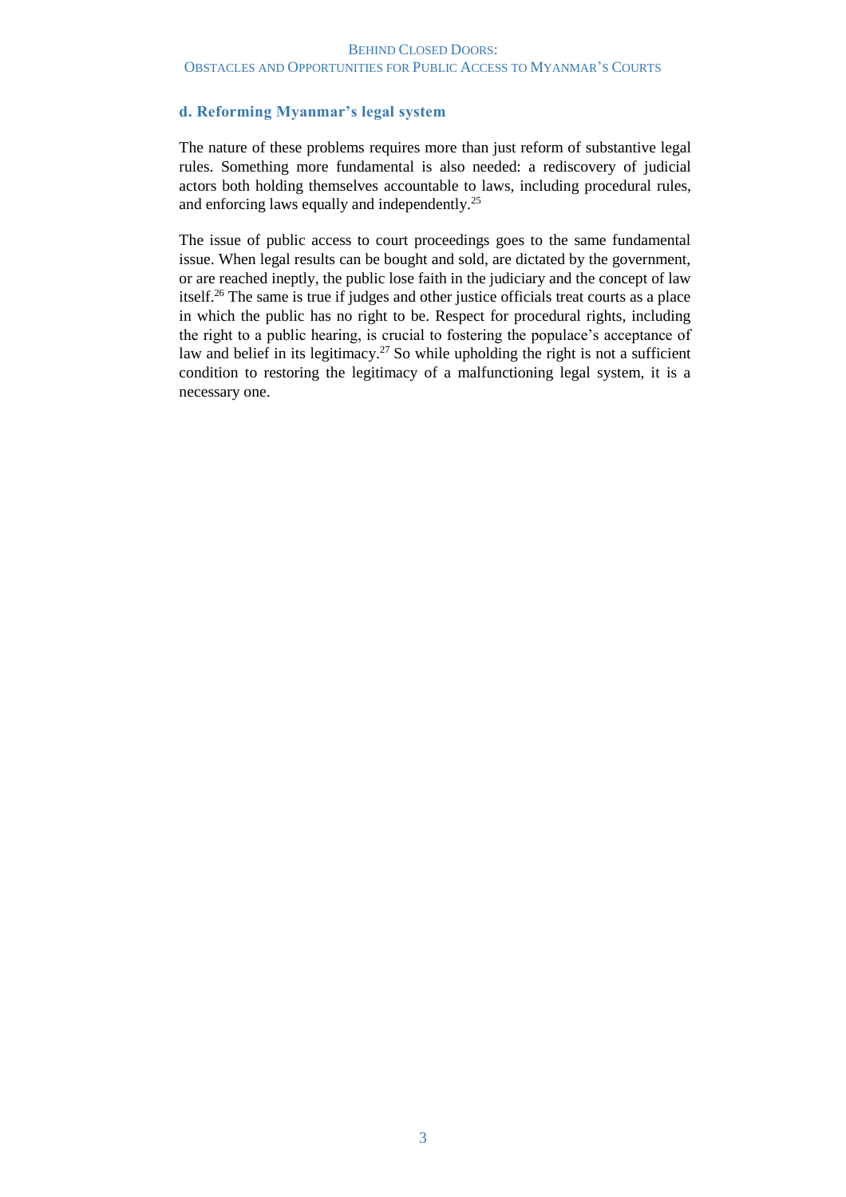### d. Reforming Myanmar's legal system

The nature of these problems requires more than just reform of substantive legal rules. Something more fundamental is also needed: a rediscovery of judicial actors both holding themselves accountable to laws, including procedural rules, and enforcing laws equally and independently.[25]

The issue of public access to court proceedings goes to the same fundamental issue. When legal results can be bought and sold, are dictated by the government, or are reached ineptly, the public lose faith in the judiciary and the concept of law itself.[26] The same is true if judges and other justice officials treat courts as a place in which the public has no right to be. Respect for procedural rights, including the right to a public hearing, is crucial to fostering the populace's acceptance of law and belief in its legitimacy.[27] So while upholding the right is not a sufficient condition to restoring the legitimacy of a malfunctioning legal system, it is a necessary one.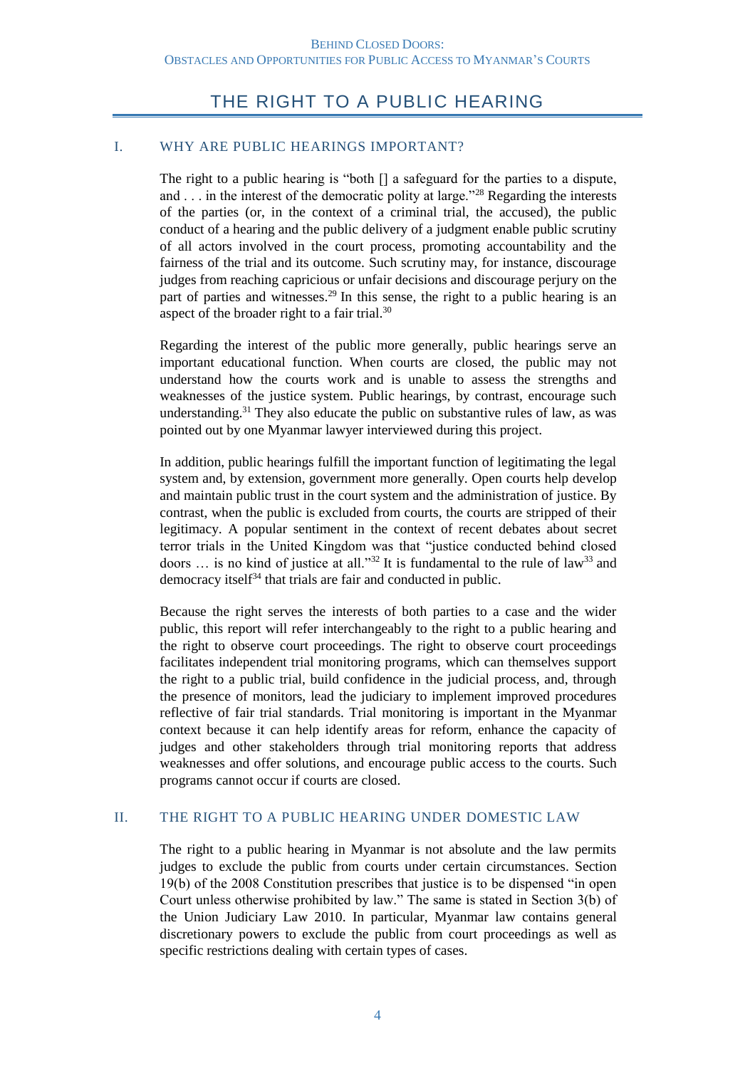# THE RIGHT TO A PUBLIC HEARING

## I. WHY ARE PUBLIC HEARINGS IMPORTANT?

The right to a public hearing is "both [] a safeguard for the parties to a dispute, and . . . in the interest of the democratic polity at large."[28] Regarding the interests of the parties (or, in the context of a criminal trial, the accused), the public conduct of a hearing and the public delivery of a judgment enable public scrutiny of all actors involved in the court process, promoting accountability and the fairness of the trial and its outcome. Such scrutiny may, for instance, discourage judges from reaching capricious or unfair decisions and discourage perjury on the part of parties and witnesses.[29] In this sense, the right to a public hearing is an aspect of the broader right to a fair trial.[30]

Regarding the interest of the public more generally, public hearings serve an important educational function. When courts are closed, the public may not understand how the courts work and is unable to assess the strengths and weaknesses of the justice system. Public hearings, by contrast, encourage such understanding.[31] They also educate the public on substantive rules of law, as was pointed out by one Myanmar lawyer interviewed during this project.

In addition, public hearings fulfill the important function of legitimating the legal system and, by extension, government more generally. Open courts help develop and maintain public trust in the court system and the administration of justice. By contrast, when the public is excluded from courts, the courts are stripped of their legitimacy. A popular sentiment in the context of recent debates about secret terror trials in the United Kingdom was that "justice conducted behind closed doors … is no kind of justice at all."[32] It is fundamental to the rule of law[33] and democracy itself[34] that trials are fair and conducted in public.

Because the right serves the interests of both parties to a case and the wider public, this report will refer interchangeably to the right to a public hearing and the right to observe court proceedings. The right to observe court proceedings facilitates independent trial monitoring programs, which can themselves support the right to a public trial, build confidence in the judicial process, and, through the presence of monitors, lead the judiciary to implement improved procedures reflective of fair trial standards. Trial monitoring is important in the Myanmar context because it can help identify areas for reform, enhance the capacity of judges and other stakeholders through trial monitoring reports that address weaknesses and offer solutions, and encourage public access to the courts. Such programs cannot occur if courts are closed.

## II. THE RIGHT TO A PUBLIC HEARING UNDER DOMESTIC LAW

The right to a public hearing in Myanmar is not absolute and the law permits judges to exclude the public from courts under certain circumstances. Section 19(b) of the 2008 Constitution prescribes that justice is to be dispensed "in open Court unless otherwise prohibited by law." The same is stated in Section 3(b) of the Union Judiciary Law 2010. In particular, Myanmar law contains general discretionary powers to exclude the public from court proceedings as well as specific restrictions dealing with certain types of cases.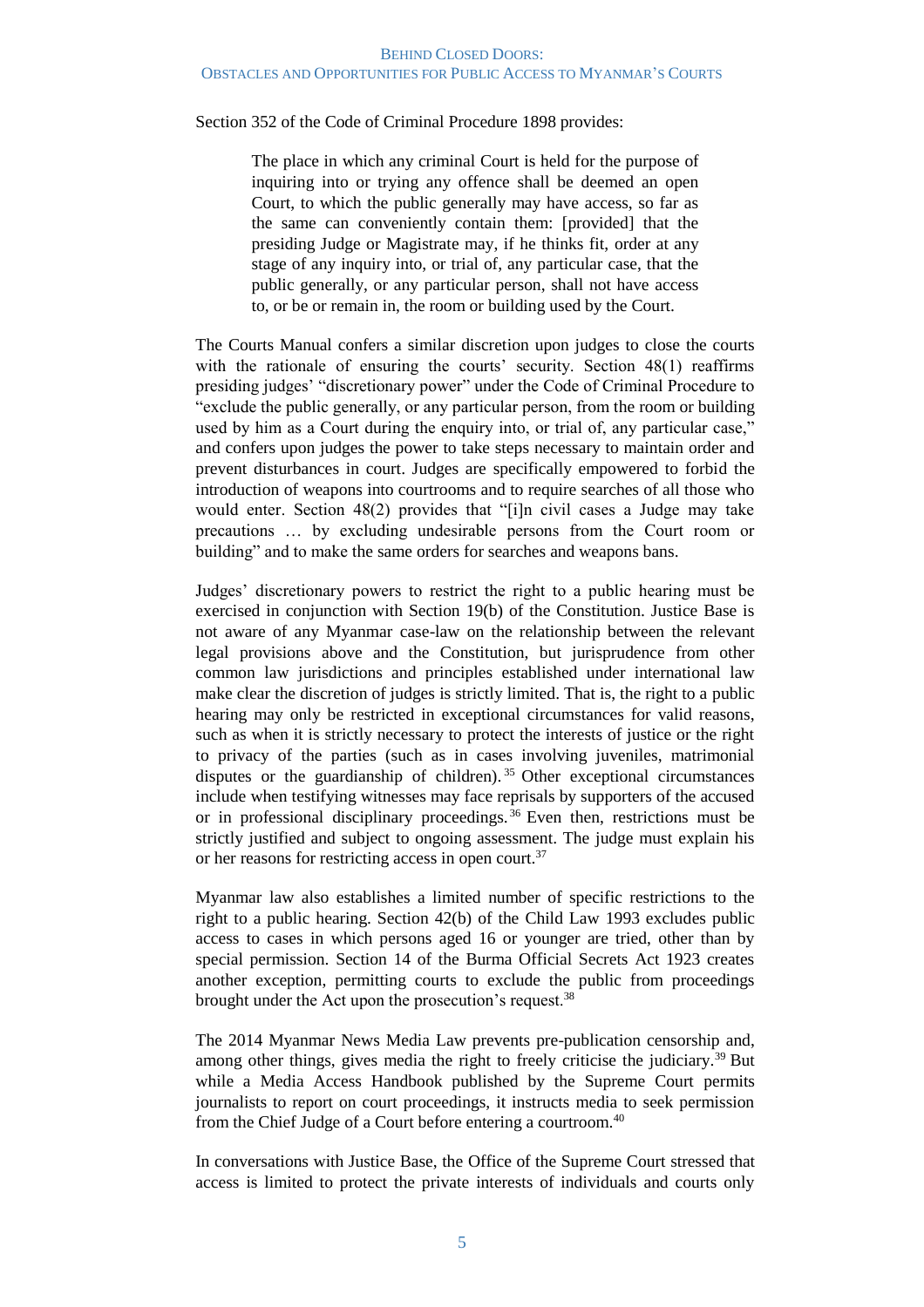Section 352 of the Code of Criminal Procedure 1898 provides:

> The place in which any criminal Court is held for the purpose of inquiring into or trying any offence shall be deemed an open Court, to which the public generally may have access, so far as the same can conveniently contain them: [provided] that the presiding Judge or Magistrate may, if he thinks fit, order at any stage of any inquiry into, or trial of, any particular case, that the public generally, or any particular person, shall not have access to, or be or remain in, the room or building used by the Court.

The Courts Manual confers a similar discretion upon judges to close the courts with the rationale of ensuring the courts' security. Section 48(1) reaffirms presiding judges' "discretionary power" under the Code of Criminal Procedure to "exclude the public generally, or any particular person, from the room or building used by him as a Court during the enquiry into, or trial of, any particular case," and confers upon judges the power to take steps necessary to maintain order and prevent disturbances in court. Judges are specifically empowered to forbid the introduction of weapons into courtrooms and to require searches of all those who would enter. Section 48(2) provides that "[i]n civil cases a Judge may take precautions … by excluding undesirable persons from the Court room or building" and to make the same orders for searches and weapons bans.

Judges' discretionary powers to restrict the right to a public hearing must be exercised in conjunction with Section 19(b) of the Constitution. Justice Base is not aware of any Myanmar case-law on the relationship between the relevant legal provisions above and the Constitution, but jurisprudence from other common law jurisdictions and principles established under international law make clear the discretion of judges is strictly limited. That is, the right to a public hearing may only be restricted in exceptional circumstances for valid reasons, such as when it is strictly necessary to protect the interests of justice or the right to privacy of the parties (such as in cases involving juveniles, matrimonial disputes or the guardianship of children).[35] Other exceptional circumstances include when testifying witnesses may face reprisals by supporters of the accused or in professional disciplinary proceedings.[36] Even then, restrictions must be strictly justified and subject to ongoing assessment. The judge must explain his or her reasons for restricting access in open court.[37]

Myanmar law also establishes a limited number of specific restrictions to the right to a public hearing. Section 42(b) of the Child Law 1993 excludes public access to cases in which persons aged 16 or younger are tried, other than by special permission. Section 14 of the Burma Official Secrets Act 1923 creates another exception, permitting courts to exclude the public from proceedings brought under the Act upon the prosecution's request.[38]

The 2014 Myanmar News Media Law prevents pre-publication censorship and, among other things, gives media the right to freely criticise the judiciary.[39] But while a Media Access Handbook published by the Supreme Court permits journalists to report on court proceedings, it instructs media to seek permission from the Chief Judge of a Court before entering a courtroom.[40]

In conversations with Justice Base, the Office of the Supreme Court stressed that access is limited to protect the private interests of individuals and courts only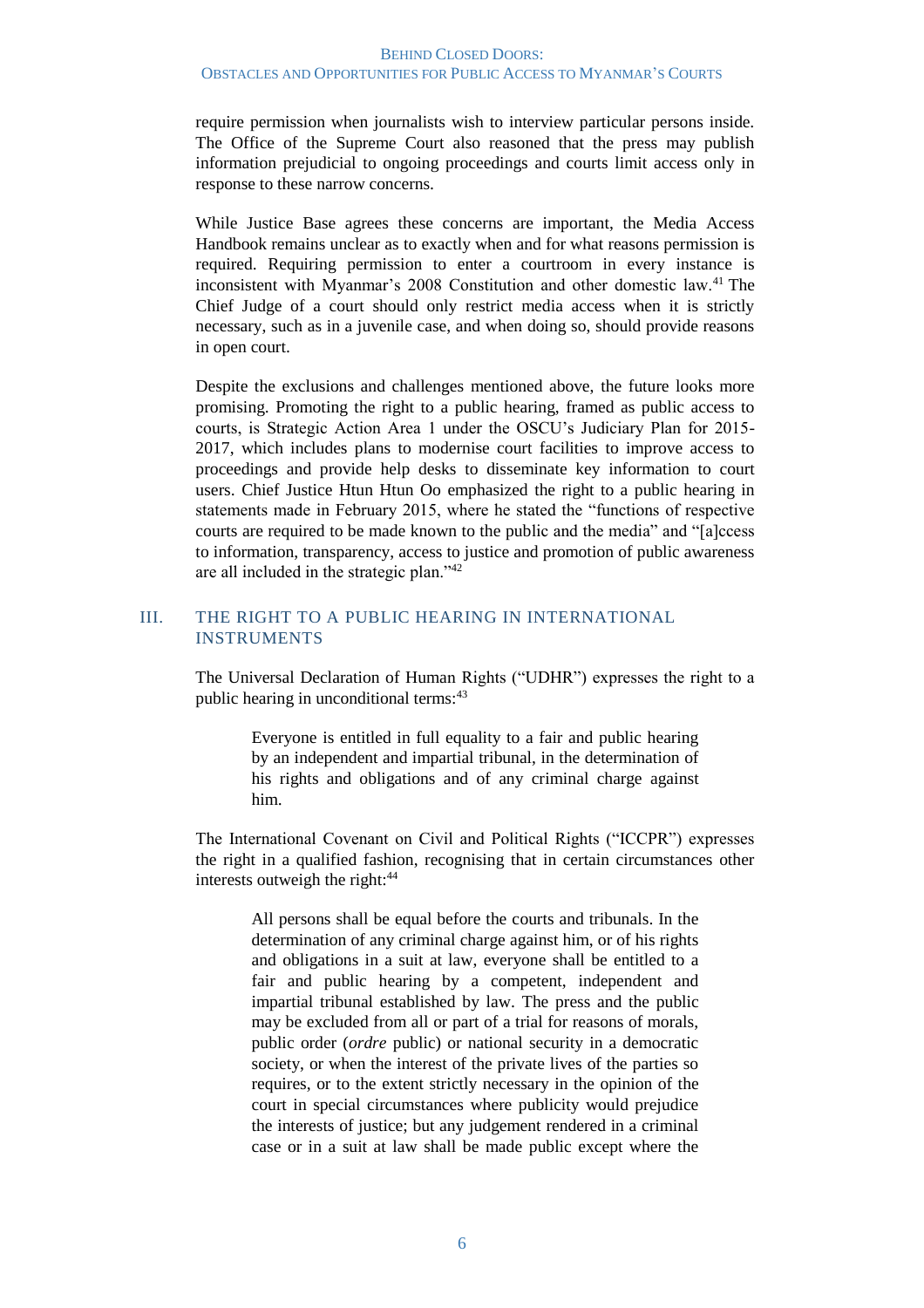require permission when journalists wish to interview particular persons inside. The Office of the Supreme Court also reasoned that the press may publish information prejudicial to ongoing proceedings and courts limit access only in response to these narrow concerns.

While Justice Base agrees these concerns are important, the Media Access Handbook remains unclear as to exactly when and for what reasons permission is required. Requiring permission to enter a courtroom in every instance is inconsistent with Myanmar's 2008 Constitution and other domestic law.[41] The Chief Judge of a court should only restrict media access when it is strictly necessary, such as in a juvenile case, and when doing so, should provide reasons in open court.

Despite the exclusions and challenges mentioned above, the future looks more promising. Promoting the right to a public hearing, framed as public access to courts, is Strategic Action Area 1 under the OSCU's Judiciary Plan for 2015-2017, which includes plans to modernise court facilities to improve access to proceedings and provide help desks to disseminate key information to court users. Chief Justice Htun Htun Oo emphasized the right to a public hearing in statements made in February 2015, where he stated the "functions of respective courts are required to be made known to the public and the media" and "[a]ccess to information, transparency, access to justice and promotion of public awareness are all included in the strategic plan."[42]

## III. THE RIGHT TO A PUBLIC HEARING IN INTERNATIONAL INSTRUMENTS

The Universal Declaration of Human Rights ("UDHR") expresses the right to a public hearing in unconditional terms:[43]

> Everyone is entitled in full equality to a fair and public hearing by an independent and impartial tribunal, in the determination of his rights and obligations and of any criminal charge against him.

The International Covenant on Civil and Political Rights ("ICCPR") expresses the right in a qualified fashion, recognising that in certain circumstances other interests outweigh the right:[44]

> All persons shall be equal before the courts and tribunals. In the determination of any criminal charge against him, or of his rights and obligations in a suit at law, everyone shall be entitled to a fair and public hearing by a competent, independent and impartial tribunal established by law. The press and the public may be excluded from all or part of a trial for reasons of morals, public order (*ordre* public) or national security in a democratic society, or when the interest of the private lives of the parties so requires, or to the extent strictly necessary in the opinion of the court in special circumstances where publicity would prejudice the interests of justice; but any judgement rendered in a criminal case or in a suit at law shall be made public except where the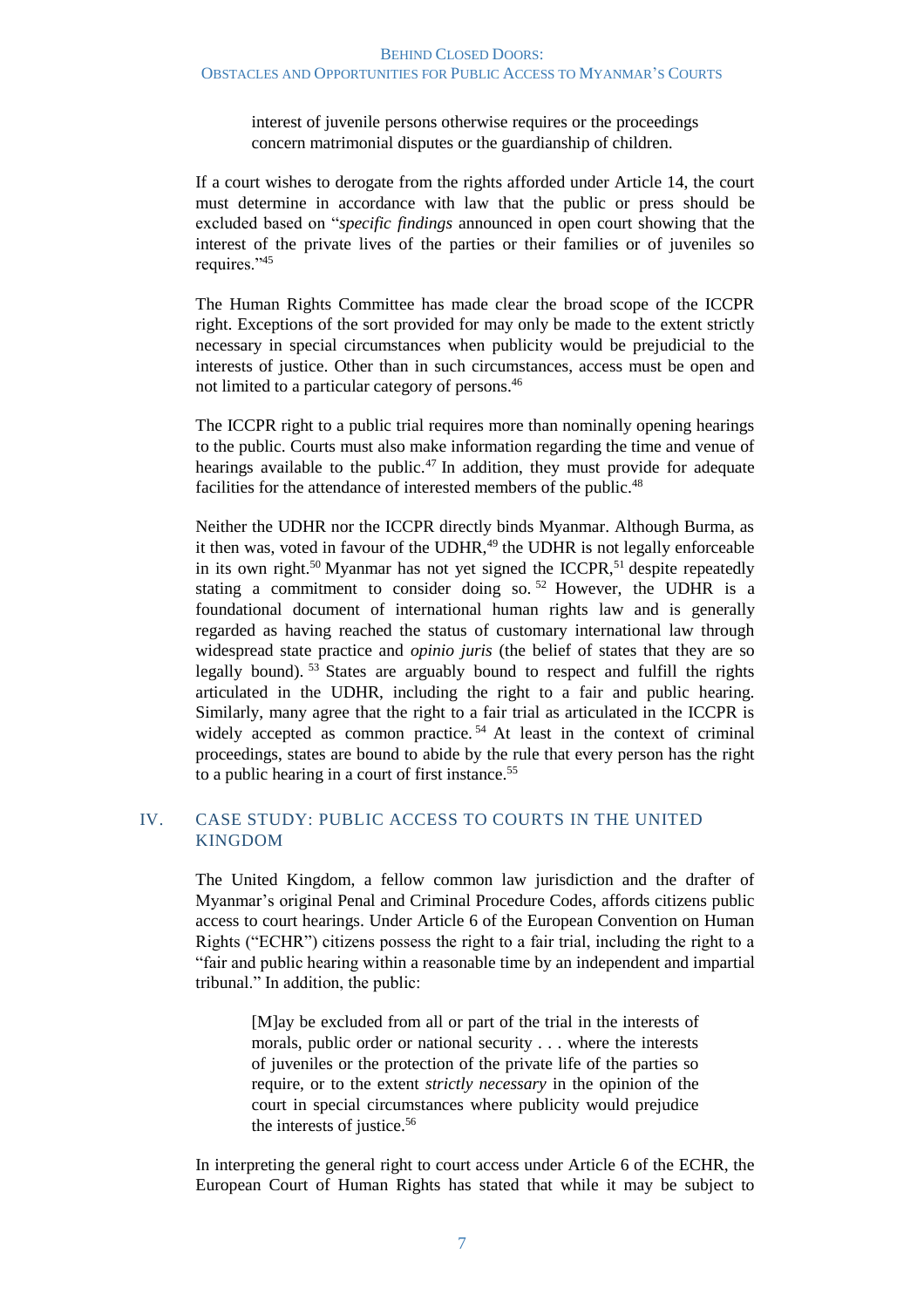> interest of juvenile persons otherwise requires or the proceedings concern matrimonial disputes or the guardianship of children.

If a court wishes to derogate from the rights afforded under Article 14, the court must determine in accordance with law that the public or press should be excluded based on "*specific findings* announced in open court showing that the interest of the private lives of the parties or their families or of juveniles so requires."[45]

The Human Rights Committee has made clear the broad scope of the ICCPR right. Exceptions of the sort provided for may only be made to the extent strictly necessary in special circumstances when publicity would be prejudicial to the interests of justice. Other than in such circumstances, access must be open and not limited to a particular category of persons.[46]

The ICCPR right to a public trial requires more than nominally opening hearings to the public. Courts must also make information regarding the time and venue of hearings available to the public.[47] In addition, they must provide for adequate facilities for the attendance of interested members of the public.[48]

Neither the UDHR nor the ICCPR directly binds Myanmar. Although Burma, as it then was, voted in favour of the UDHR,[49] the UDHR is not legally enforceable in its own right.[50] Myanmar has not yet signed the ICCPR,[51] despite repeatedly stating a commitment to consider doing so.[52] However, the UDHR is a foundational document of international human rights law and is generally regarded as having reached the status of customary international law through widespread state practice and *opinio juris* (the belief of states that they are so legally bound).[53] States are arguably bound to respect and fulfill the rights articulated in the UDHR, including the right to a fair and public hearing. Similarly, many agree that the right to a fair trial as articulated in the ICCPR is widely accepted as common practice.[54] At least in the context of criminal proceedings, states are bound to abide by the rule that every person has the right to a public hearing in a court of first instance.[55]

## IV. CASE STUDY: PUBLIC ACCESS TO COURTS IN THE UNITED KINGDOM

The United Kingdom, a fellow common law jurisdiction and the drafter of Myanmar's original Penal and Criminal Procedure Codes, affords citizens public access to court hearings. Under Article 6 of the European Convention on Human Rights ("ECHR") citizens possess the right to a fair trial, including the right to a "fair and public hearing within a reasonable time by an independent and impartial tribunal." In addition, the public:

> [M]ay be excluded from all or part of the trial in the interests of morals, public order or national security . . . where the interests of juveniles or the protection of the private life of the parties so require, or to the extent *strictly necessary* in the opinion of the court in special circumstances where publicity would prejudice the interests of justice.[56]

In interpreting the general right to court access under Article 6 of the ECHR, the European Court of Human Rights has stated that while it may be subject to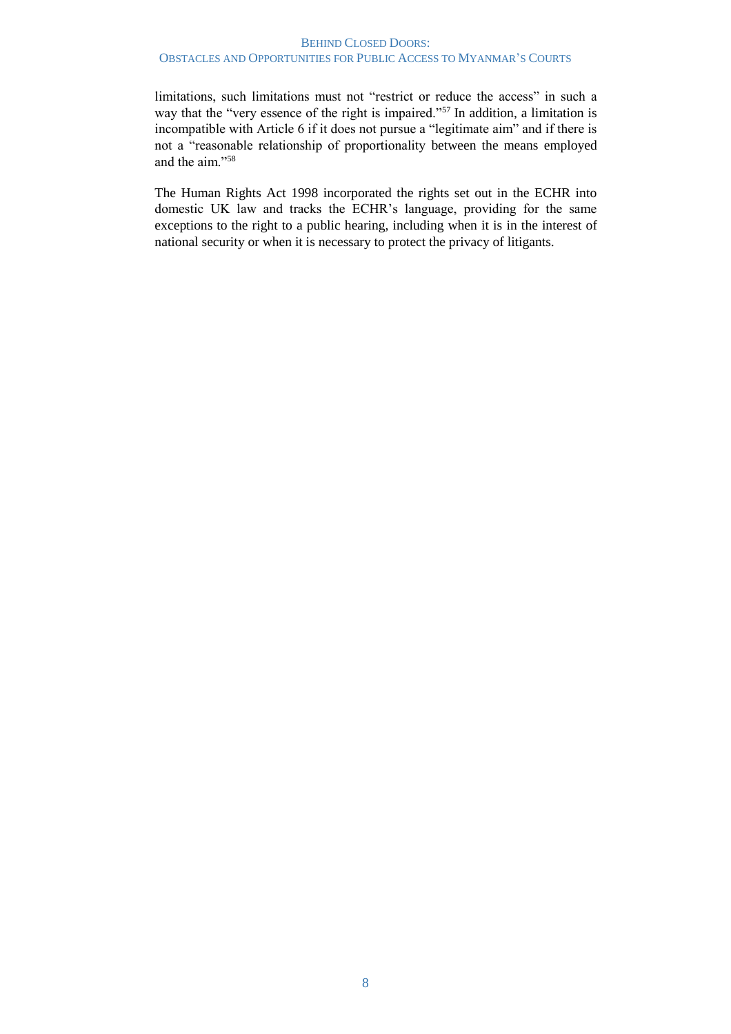limitations, such limitations must not "restrict or reduce the access" in such a way that the "very essence of the right is impaired."[57] In addition, a limitation is incompatible with Article 6 if it does not pursue a "legitimate aim" and if there is not a "reasonable relationship of proportionality between the means employed and the aim."[58]

The Human Rights Act 1998 incorporated the rights set out in the ECHR into domestic UK law and tracks the ECHR's language, providing for the same exceptions to the right to a public hearing, including when it is in the interest of national security or when it is necessary to protect the privacy of litigants.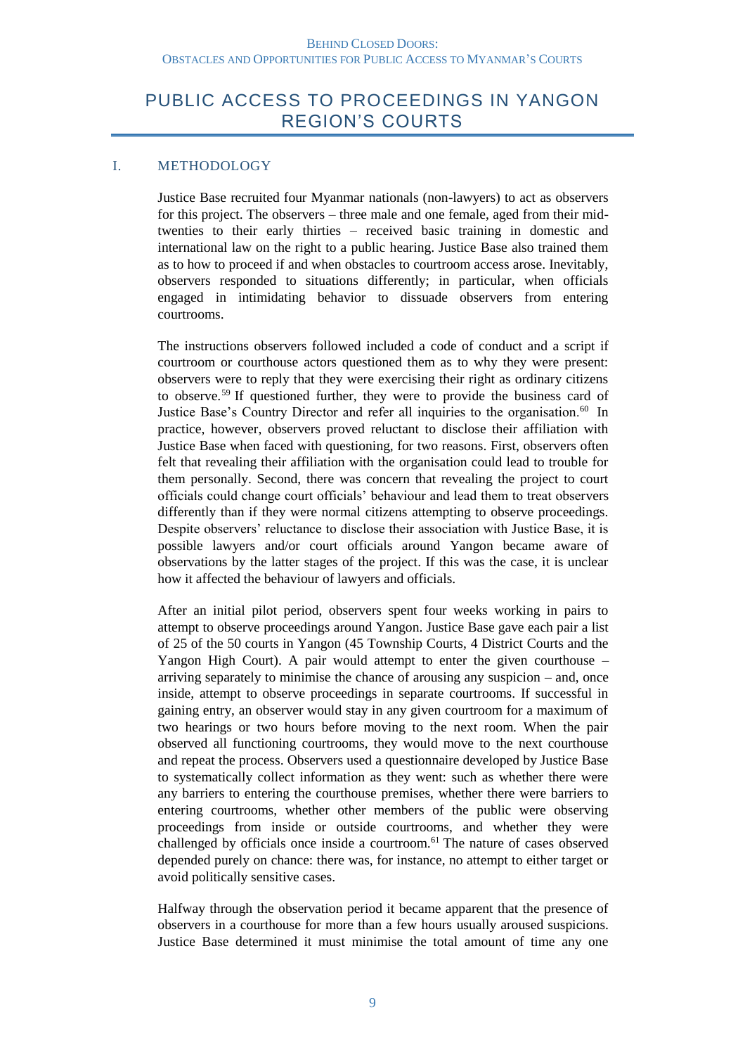# PUBLIC ACCESS TO PROCEEDINGS IN YANGON REGION'S COURTS

## I. METHODOLOGY

Justice Base recruited four Myanmar nationals (non-lawyers) to act as observers for this project. The observers – three male and one female, aged from their mid-twenties to their early thirties – received basic training in domestic and international law on the right to a public hearing. Justice Base also trained them as to how to proceed if and when obstacles to courtroom access arose. Inevitably, observers responded to situations differently; in particular, when officials engaged in intimidating behavior to dissuade observers from entering courtrooms.

The instructions observers followed included a code of conduct and a script if courtroom or courthouse actors questioned them as to why they were present: observers were to reply that they were exercising their right as ordinary citizens to observe.[59] If questioned further, they were to provide the business card of Justice Base's Country Director and refer all inquiries to the organisation.[60] In practice, however, observers proved reluctant to disclose their affiliation with Justice Base when faced with questioning, for two reasons. First, observers often felt that revealing their affiliation with the organisation could lead to trouble for them personally. Second, there was concern that revealing the project to court officials could change court officials' behaviour and lead them to treat observers differently than if they were normal citizens attempting to observe proceedings. Despite observers' reluctance to disclose their association with Justice Base, it is possible lawyers and/or court officials around Yangon became aware of observations by the latter stages of the project. If this was the case, it is unclear how it affected the behaviour of lawyers and officials.

After an initial pilot period, observers spent four weeks working in pairs to attempt to observe proceedings around Yangon. Justice Base gave each pair a list of 25 of the 50 courts in Yangon (45 Township Courts, 4 District Courts and the Yangon High Court). A pair would attempt to enter the given courthouse – arriving separately to minimise the chance of arousing any suspicion – and, once inside, attempt to observe proceedings in separate courtrooms. If successful in gaining entry, an observer would stay in any given courtroom for a maximum of two hearings or two hours before moving to the next room. When the pair observed all functioning courtrooms, they would move to the next courthouse and repeat the process. Observers used a questionnaire developed by Justice Base to systematically collect information as they went: such as whether there were any barriers to entering the courthouse premises, whether there were barriers to entering courtrooms, whether other members of the public were observing proceedings from inside or outside courtrooms, and whether they were challenged by officials once inside a courtroom.[61] The nature of cases observed depended purely on chance: there was, for instance, no attempt to either target or avoid politically sensitive cases.

Halfway through the observation period it became apparent that the presence of observers in a courthouse for more than a few hours usually aroused suspicions. Justice Base determined it must minimise the total amount of time any one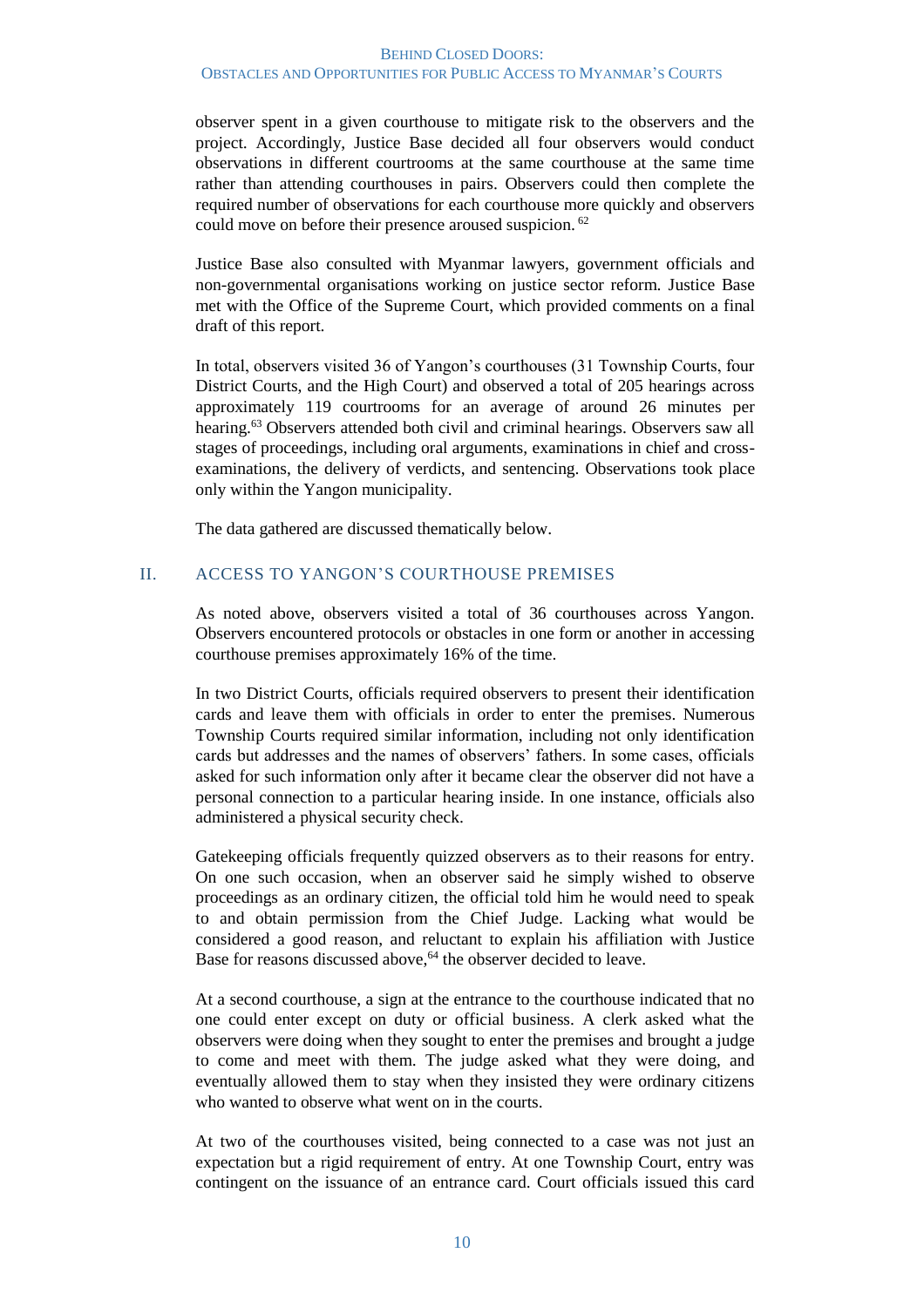observer spent in a given courthouse to mitigate risk to the observers and the project. Accordingly, Justice Base decided all four observers would conduct observations in different courtrooms at the same courthouse at the same time rather than attending courthouses in pairs. Observers could then complete the required number of observations for each courthouse more quickly and observers could move on before their presence aroused suspicion. [62]

Justice Base also consulted with Myanmar lawyers, government officials and non-governmental organisations working on justice sector reform. Justice Base met with the Office of the Supreme Court, which provided comments on a final draft of this report.

In total, observers visited 36 of Yangon's courthouses (31 Township Courts, four District Courts, and the High Court) and observed a total of 205 hearings across approximately 119 courtrooms for an average of around 26 minutes per hearing.[63] Observers attended both civil and criminal hearings. Observers saw all stages of proceedings, including oral arguments, examinations in chief and cross-examinations, the delivery of verdicts, and sentencing. Observations took place only within the Yangon municipality.

The data gathered are discussed thematically below.

## II. ACCESS TO YANGON'S COURTHOUSE PREMISES

As noted above, observers visited a total of 36 courthouses across Yangon. Observers encountered protocols or obstacles in one form or another in accessing courthouse premises approximately 16% of the time.

In two District Courts, officials required observers to present their identification cards and leave them with officials in order to enter the premises. Numerous Township Courts required similar information, including not only identification cards but addresses and the names of observers' fathers. In some cases, officials asked for such information only after it became clear the observer did not have a personal connection to a particular hearing inside. In one instance, officials also administered a physical security check.

Gatekeeping officials frequently quizzed observers as to their reasons for entry. On one such occasion, when an observer said he simply wished to observe proceedings as an ordinary citizen, the official told him he would need to speak to and obtain permission from the Chief Judge. Lacking what would be considered a good reason, and reluctant to explain his affiliation with Justice Base for reasons discussed above,[64] the observer decided to leave.

At a second courthouse, a sign at the entrance to the courthouse indicated that no one could enter except on duty or official business. A clerk asked what the observers were doing when they sought to enter the premises and brought a judge to come and meet with them. The judge asked what they were doing, and eventually allowed them to stay when they insisted they were ordinary citizens who wanted to observe what went on in the courts.

At two of the courthouses visited, being connected to a case was not just an expectation but a rigid requirement of entry. At one Township Court, entry was contingent on the issuance of an entrance card. Court officials issued this card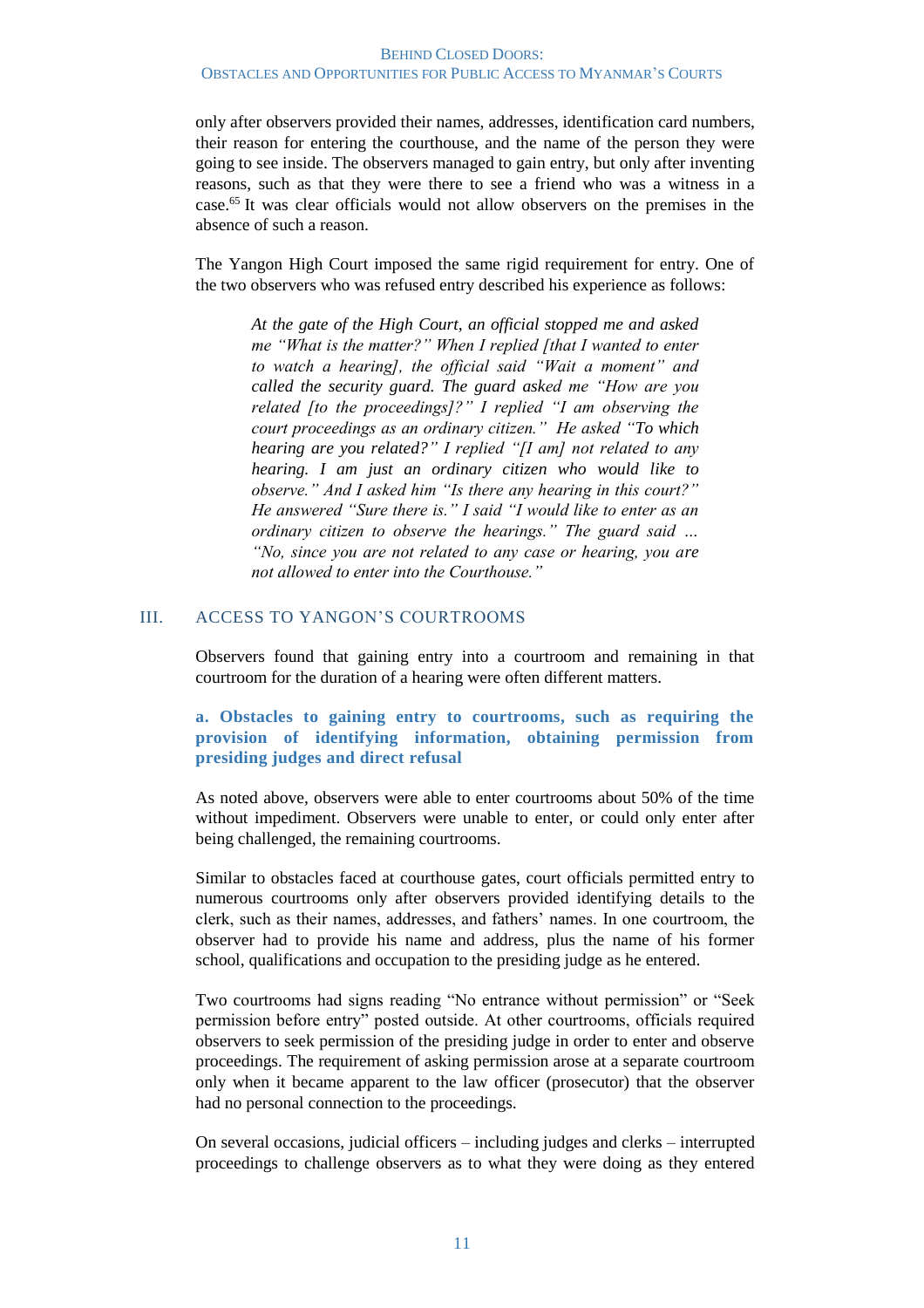only after observers provided their names, addresses, identification card numbers, their reason for entering the courthouse, and the name of the person they were going to see inside. The observers managed to gain entry, but only after inventing reasons, such as that they were there to see a friend who was a witness in a case.[65] It was clear officials would not allow observers on the premises in the absence of such a reason.

The Yangon High Court imposed the same rigid requirement for entry. One of the two observers who was refused entry described his experience as follows:

> *At the gate of the High Court, an official stopped me and asked me "What is the matter?" When I replied [that I wanted to enter to watch a hearing], the official said "Wait a moment" and called the security guard. The guard asked me "How are you related [to the proceedings]?" I replied "I am observing the court proceedings as an ordinary citizen." He asked "To which hearing are you related?" I replied "[I am] not related to any hearing. I am just an ordinary citizen who would like to observe." And I asked him "Is there any hearing in this court?" He answered "Sure there is." I said "I would like to enter as an ordinary citizen to observe the hearings." The guard said … "No, since you are not related to any case or hearing, you are not allowed to enter into the Courthouse."*

## III. ACCESS TO YANGON'S COURTROOMS

Observers found that gaining entry into a courtroom and remaining in that courtroom for the duration of a hearing were often different matters.

### a. Obstacles to gaining entry to courtrooms, such as requiring the provision of identifying information, obtaining permission from presiding judges and direct refusal

As noted above, observers were able to enter courtrooms about 50% of the time without impediment. Observers were unable to enter, or could only enter after being challenged, the remaining courtrooms.

Similar to obstacles faced at courthouse gates, court officials permitted entry to numerous courtrooms only after observers provided identifying details to the clerk, such as their names, addresses, and fathers' names. In one courtroom, the observer had to provide his name and address, plus the name of his former school, qualifications and occupation to the presiding judge as he entered.

Two courtrooms had signs reading "No entrance without permission" or "Seek permission before entry" posted outside. At other courtrooms, officials required observers to seek permission of the presiding judge in order to enter and observe proceedings. The requirement of asking permission arose at a separate courtroom only when it became apparent to the law officer (prosecutor) that the observer had no personal connection to the proceedings.

On several occasions, judicial officers – including judges and clerks – interrupted proceedings to challenge observers as to what they were doing as they entered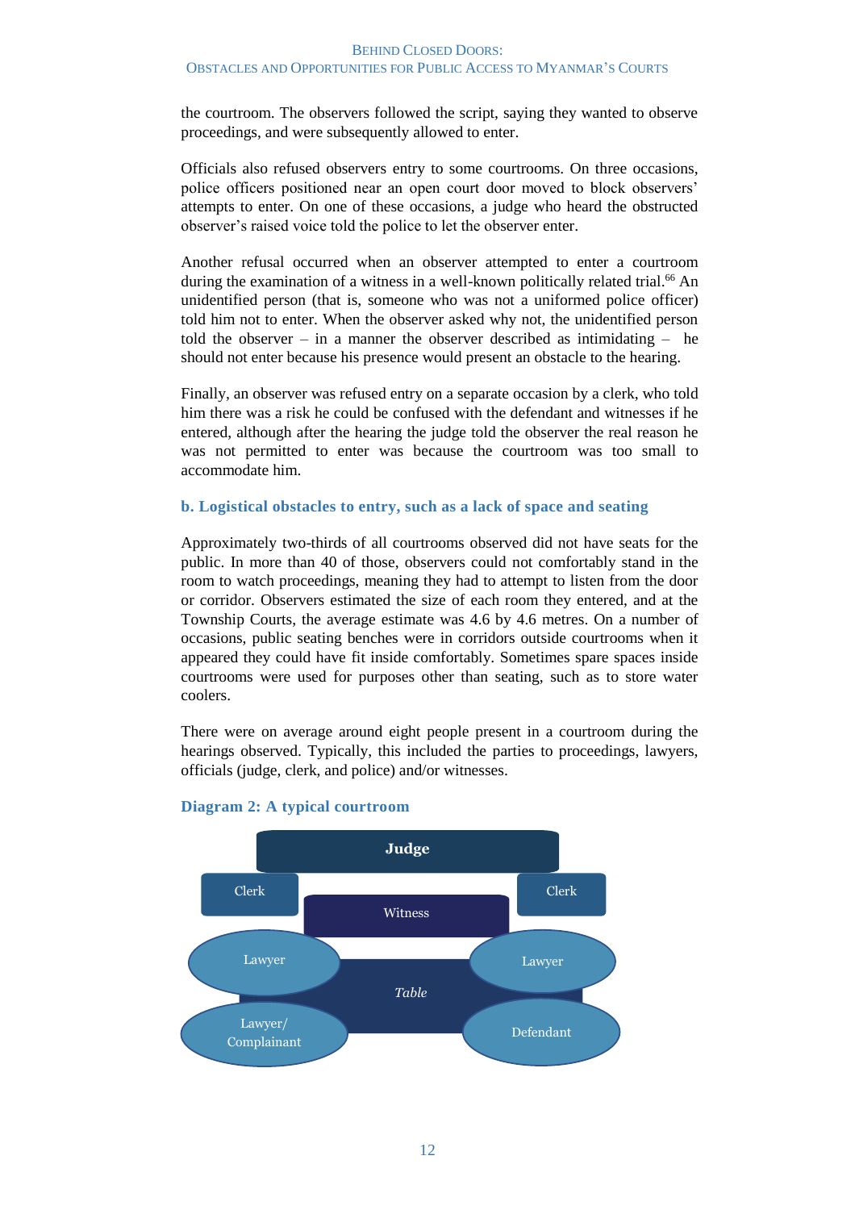the courtroom. The observers followed the script, saying they wanted to observe proceedings, and were subsequently allowed to enter.

Officials also refused observers entry to some courtrooms. On three occasions, police officers positioned near an open court door moved to block observers' attempts to enter. On one of these occasions, a judge who heard the obstructed observer's raised voice told the police to let the observer enter.

Another refusal occurred when an observer attempted to enter a courtroom during the examination of a witness in a well-known politically related trial.[66] An unidentified person (that is, someone who was not a uniformed police officer) told him not to enter. When the observer asked why not, the unidentified person told the observer – in a manner the observer described as intimidating – he should not enter because his presence would present an obstacle to the hearing.

Finally, an observer was refused entry on a separate occasion by a clerk, who told him there was a risk he could be confused with the defendant and witnesses if he entered, although after the hearing the judge told the observer the real reason he was not permitted to enter was because the courtroom was too small to accommodate him.

### b. Logistical obstacles to entry, such as a lack of space and seating

Approximately two-thirds of all courtrooms observed did not have seats for the public. In more than 40 of those, observers could not comfortably stand in the room to watch proceedings, meaning they had to attempt to listen from the door or corridor. Observers estimated the size of each room they entered, and at the Township Courts, the average estimate was 4.6 by 4.6 metres. On a number of occasions, public seating benches were in corridors outside courtrooms when it appeared they could have fit inside comfortably. Sometimes spare spaces inside courtrooms were used for purposes other than seating, such as to store water coolers.

There were on average around eight people present in a courtroom during the hearings observed. Typically, this included the parties to proceedings, lawyers, officials (judge, clerk, and police) and/or witnesses.

### Diagram 2: A typical courtroom

Judge

Clerk | Witness | Clerk

Lawyer | Table | Lawyer

Lawyer/ Complainant | Defendant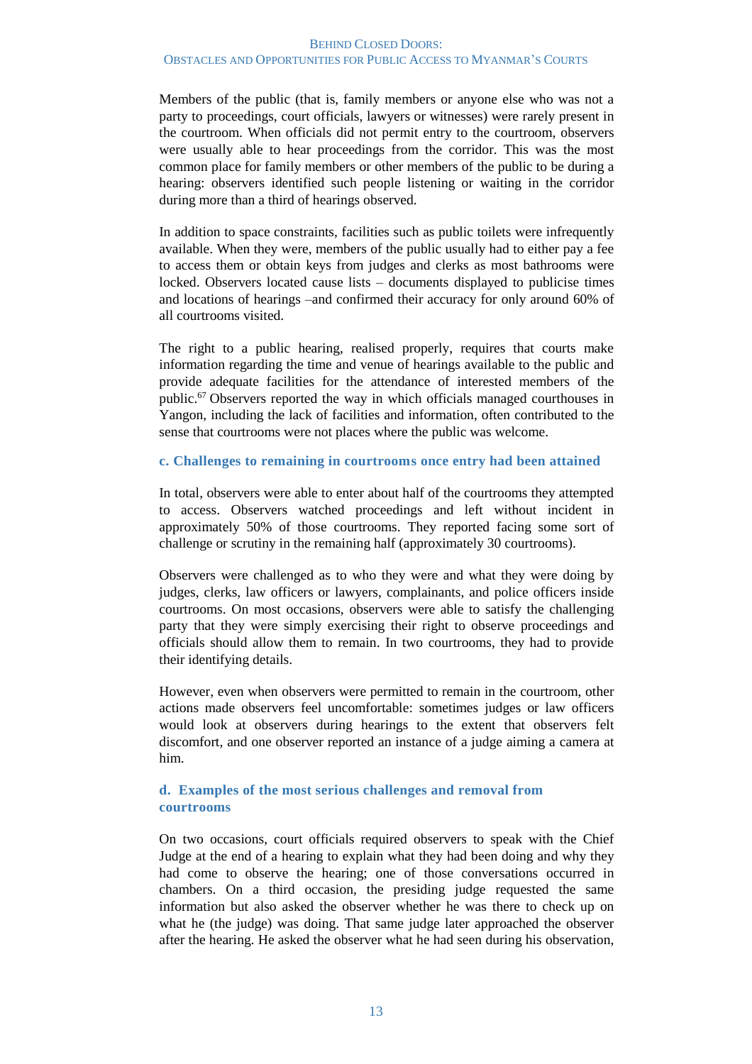Members of the public (that is, family members or anyone else who was not a party to proceedings, court officials, lawyers or witnesses) were rarely present in the courtroom. When officials did not permit entry to the courtroom, observers were usually able to hear proceedings from the corridor. This was the most common place for family members or other members of the public to be during a hearing: observers identified such people listening or waiting in the corridor during more than a third of hearings observed.

In addition to space constraints, facilities such as public toilets were infrequently available. When they were, members of the public usually had to either pay a fee to access them or obtain keys from judges and clerks as most bathrooms were locked. Observers located cause lists – documents displayed to publicise times and locations of hearings –and confirmed their accuracy for only around 60% of all courtrooms visited.

The right to a public hearing, realised properly, requires that courts make information regarding the time and venue of hearings available to the public and provide adequate facilities for the attendance of interested members of the public.[67] Observers reported the way in which officials managed courthouses in Yangon, including the lack of facilities and information, often contributed to the sense that courtrooms were not places where the public was welcome.

### c. Challenges to remaining in courtrooms once entry had been attained

In total, observers were able to enter about half of the courtrooms they attempted to access. Observers watched proceedings and left without incident in approximately 50% of those courtrooms. They reported facing some sort of challenge or scrutiny in the remaining half (approximately 30 courtrooms).

Observers were challenged as to who they were and what they were doing by judges, clerks, law officers or lawyers, complainants, and police officers inside courtrooms. On most occasions, observers were able to satisfy the challenging party that they were simply exercising their right to observe proceedings and officials should allow them to remain. In two courtrooms, they had to provide their identifying details.

However, even when observers were permitted to remain in the courtroom, other actions made observers feel uncomfortable: sometimes judges or law officers would look at observers during hearings to the extent that observers felt discomfort, and one observer reported an instance of a judge aiming a camera at him.

### d. Examples of the most serious challenges and removal from courtrooms

On two occasions, court officials required observers to speak with the Chief Judge at the end of a hearing to explain what they had been doing and why they had come to observe the hearing; one of those conversations occurred in chambers. On a third occasion, the presiding judge requested the same information but also asked the observer whether he was there to check up on what he (the judge) was doing. That same judge later approached the observer after the hearing. He asked the observer what he had seen during his observation,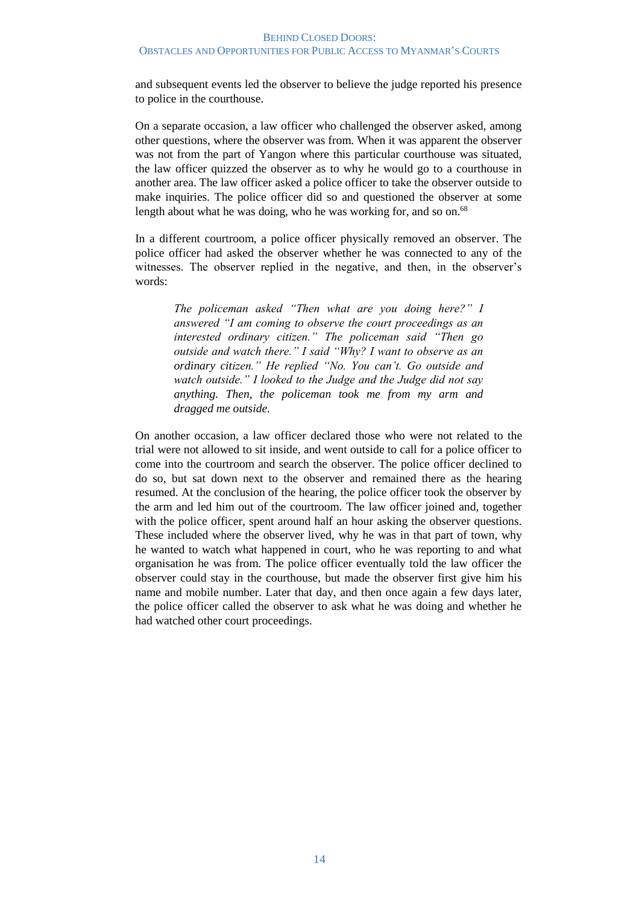and subsequent events led the observer to believe the judge reported his presence to police in the courthouse.

On a separate occasion, a law officer who challenged the observer asked, among other questions, where the observer was from. When it was apparent the observer was not from the part of Yangon where this particular courthouse was situated, the law officer quizzed the observer as to why he would go to a courthouse in another area. The law officer asked a police officer to take the observer outside to make inquiries. The police officer did so and questioned the observer at some length about what he was doing, who he was working for, and so on.[68]

In a different courtroom, a police officer physically removed an observer. The police officer had asked the observer whether he was connected to any of the witnesses. The observer replied in the negative, and then, in the observer's words:

> *The policeman asked "Then what are you doing here?" I answered "I am coming to observe the court proceedings as an interested ordinary citizen." The policeman said "Then go outside and watch there." I said "Why? I want to observe as an ordinary citizen." He replied "No. You can't. Go outside and watch outside." I looked to the Judge and the Judge did not say anything. Then, the policeman took me from my arm and dragged me outside.*

On another occasion, a law officer declared those who were not related to the trial were not allowed to sit inside, and went outside to call for a police officer to come into the courtroom and search the observer. The police officer declined to do so, but sat down next to the observer and remained there as the hearing resumed. At the conclusion of the hearing, the police officer took the observer by the arm and led him out of the courtroom. The law officer joined and, together with the police officer, spent around half an hour asking the observer questions. These included where the observer lived, why he was in that part of town, why he wanted to watch what happened in court, who he was reporting to and what organisation he was from. The police officer eventually told the law officer the observer could stay in the courthouse, but made the observer first give him his name and mobile number. Later that day, and then once again a few days later, the police officer called the observer to ask what he was doing and whether he had watched other court proceedings.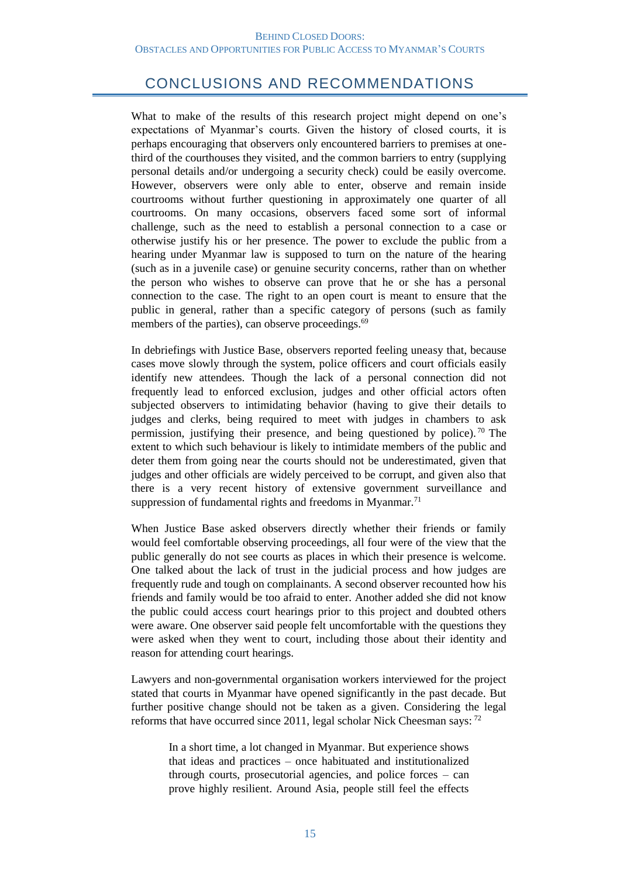# CONCLUSIONS AND RECOMMENDATIONS

What to make of the results of this research project might depend on one's expectations of Myanmar's courts. Given the history of closed courts, it is perhaps encouraging that observers only encountered barriers to premises at one-third of the courthouses they visited, and the common barriers to entry (supplying personal details and/or undergoing a security check) could be easily overcome. However, observers were only able to enter, observe and remain inside courtrooms without further questioning in approximately one quarter of all courtrooms. On many occasions, observers faced some sort of informal challenge, such as the need to establish a personal connection to a case or otherwise justify his or her presence. The power to exclude the public from a hearing under Myanmar law is supposed to turn on the nature of the hearing (such as in a juvenile case) or genuine security concerns, rather than on whether the person who wishes to observe can prove that he or she has a personal connection to the case. The right to an open court is meant to ensure that the public in general, rather than a specific category of persons (such as family members of the parties), can observe proceedings.[69]

In debriefings with Justice Base, observers reported feeling uneasy that, because cases move slowly through the system, police officers and court officials easily identify new attendees. Though the lack of a personal connection did not frequently lead to enforced exclusion, judges and other official actors often subjected observers to intimidating behavior (having to give their details to judges and clerks, being required to meet with judges in chambers to ask permission, justifying their presence, and being questioned by police).[70] The extent to which such behaviour is likely to intimidate members of the public and deter them from going near the courts should not be underestimated, given that judges and other officials are widely perceived to be corrupt, and given also that there is a very recent history of extensive government surveillance and suppression of fundamental rights and freedoms in Myanmar.[71]

When Justice Base asked observers directly whether their friends or family would feel comfortable observing proceedings, all four were of the view that the public generally do not see courts as places in which their presence is welcome. One talked about the lack of trust in the judicial process and how judges are frequently rude and tough on complainants. A second observer recounted how his friends and family would be too afraid to enter. Another added she did not know the public could access court hearings prior to this project and doubted others were aware. One observer said people felt uncomfortable with the questions they were asked when they went to court, including those about their identity and reason for attending court hearings.

Lawyers and non-governmental organisation workers interviewed for the project stated that courts in Myanmar have opened significantly in the past decade. But further positive change should not be taken as a given. Considering the legal reforms that have occurred since 2011, legal scholar Nick Cheesman says:[72]

> In a short time, a lot changed in Myanmar. But experience shows that ideas and practices – once habituated and institutionalized through courts, prosecutorial agencies, and police forces – can prove highly resilient. Around Asia, people still feel the effects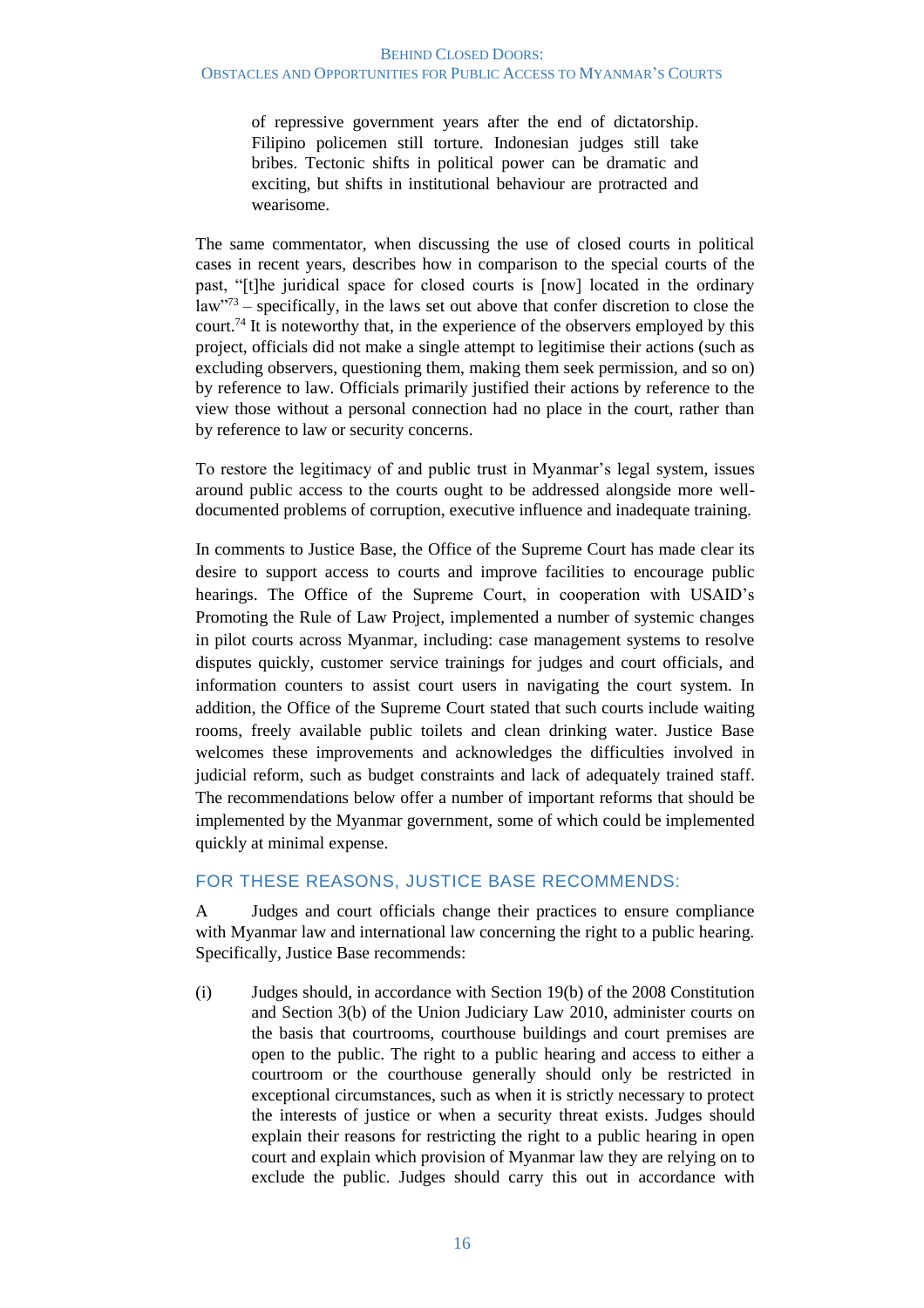of repressive government years after the end of dictatorship. Filipino policemen still torture. Indonesian judges still take bribes. Tectonic shifts in political power can be dramatic and exciting, but shifts in institutional behaviour are protracted and wearisome.

The same commentator, when discussing the use of closed courts in political cases in recent years, describes how in comparison to the special courts of the past, "[t]he juridical space for closed courts is [now] located in the ordinary law"[73] – specifically, in the laws set out above that confer discretion to close the court.[74] It is noteworthy that, in the experience of the observers employed by this project, officials did not make a single attempt to legitimise their actions (such as excluding observers, questioning them, making them seek permission, and so on) by reference to law. Officials primarily justified their actions by reference to the view those without a personal connection had no place in the court, rather than by reference to law or security concerns.

To restore the legitimacy of and public trust in Myanmar's legal system, issues around public access to the courts ought to be addressed alongside more well-documented problems of corruption, executive influence and inadequate training.

In comments to Justice Base, the Office of the Supreme Court has made clear its desire to support access to courts and improve facilities to encourage public hearings. The Office of the Supreme Court, in cooperation with USAID's Promoting the Rule of Law Project, implemented a number of systemic changes in pilot courts across Myanmar, including: case management systems to resolve disputes quickly, customer service trainings for judges and court officials, and information counters to assist court users in navigating the court system. In addition, the Office of the Supreme Court stated that such courts include waiting rooms, freely available public toilets and clean drinking water. Justice Base welcomes these improvements and acknowledges the difficulties involved in judicial reform, such as budget constraints and lack of adequately trained staff. The recommendations below offer a number of important reforms that should be implemented by the Myanmar government, some of which could be implemented quickly at minimal expense.

## FOR THESE REASONS, JUSTICE BASE RECOMMENDS:

A Judges and court officials change their practices to ensure compliance with Myanmar law and international law concerning the right to a public hearing. Specifically, Justice Base recommends:

(i) Judges should, in accordance with Section 19(b) of the 2008 Constitution and Section 3(b) of the Union Judiciary Law 2010, administer courts on the basis that courtrooms, courthouse buildings and court premises are open to the public. The right to a public hearing and access to either a courtroom or the courthouse generally should only be restricted in exceptional circumstances, such as when it is strictly necessary to protect the interests of justice or when a security threat exists. Judges should explain their reasons for restricting the right to a public hearing in open court and explain which provision of Myanmar law they are relying on to exclude the public. Judges should carry this out in accordance with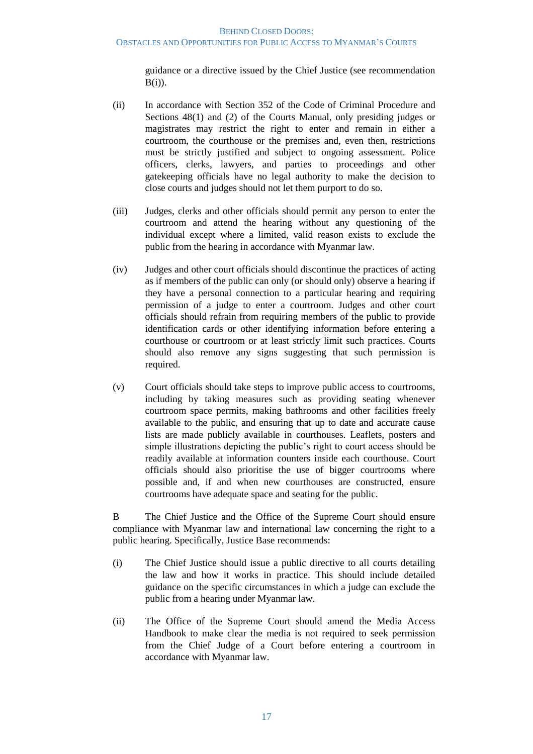guidance or a directive issued by the Chief Justice (see recommendation B(i)).

(ii) In accordance with Section 352 of the Code of Criminal Procedure and Sections 48(1) and (2) of the Courts Manual, only presiding judges or magistrates may restrict the right to enter and remain in either a courtroom, the courthouse or the premises and, even then, restrictions must be strictly justified and subject to ongoing assessment. Police officers, clerks, lawyers, and parties to proceedings and other gatekeeping officials have no legal authority to make the decision to close courts and judges should not let them purport to do so.

(iii) Judges, clerks and other officials should permit any person to enter the courtroom and attend the hearing without any questioning of the individual except where a limited, valid reason exists to exclude the public from the hearing in accordance with Myanmar law.

(iv) Judges and other court officials should discontinue the practices of acting as if members of the public can only (or should only) observe a hearing if they have a personal connection to a particular hearing and requiring permission of a judge to enter a courtroom. Judges and other court officials should refrain from requiring members of the public to provide identification cards or other identifying information before entering a courthouse or courtroom or at least strictly limit such practices. Courts should also remove any signs suggesting that such permission is required.

(v) Court officials should take steps to improve public access to courtrooms, including by taking measures such as providing seating whenever courtroom space permits, making bathrooms and other facilities freely available to the public, and ensuring that up to date and accurate cause lists are made publicly available in courthouses. Leaflets, posters and simple illustrations depicting the public's right to court access should be readily available at information counters inside each courthouse. Court officials should also prioritise the use of bigger courtrooms where possible and, if and when new courthouses are constructed, ensure courtrooms have adequate space and seating for the public.

B The Chief Justice and the Office of the Supreme Court should ensure compliance with Myanmar law and international law concerning the right to a public hearing. Specifically, Justice Base recommends:

(i) The Chief Justice should issue a public directive to all courts detailing the law and how it works in practice. This should include detailed guidance on the specific circumstances in which a judge can exclude the public from a hearing under Myanmar law.

(ii) The Office of the Supreme Court should amend the Media Access Handbook to make clear the media is not required to seek permission from the Chief Judge of a Court before entering a courtroom in accordance with Myanmar law.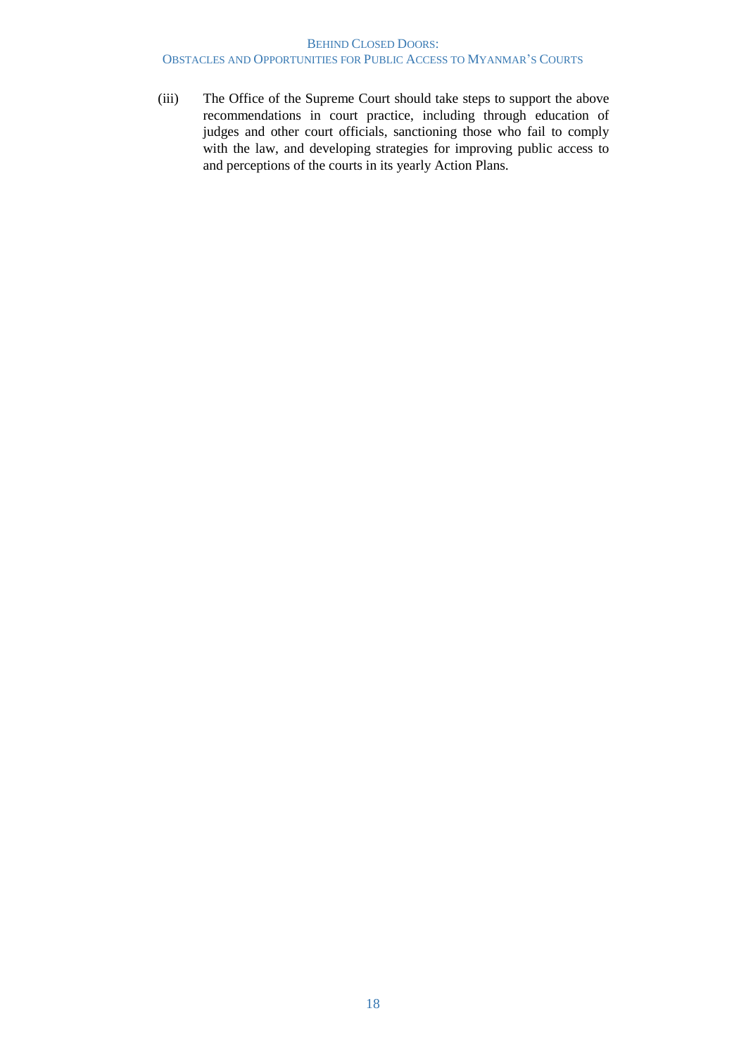(iii) The Office of the Supreme Court should take steps to support the above recommendations in court practice, including through education of judges and other court officials, sanctioning those who fail to comply with the law, and developing strategies for improving public access to and perceptions of the courts in its yearly Action Plans.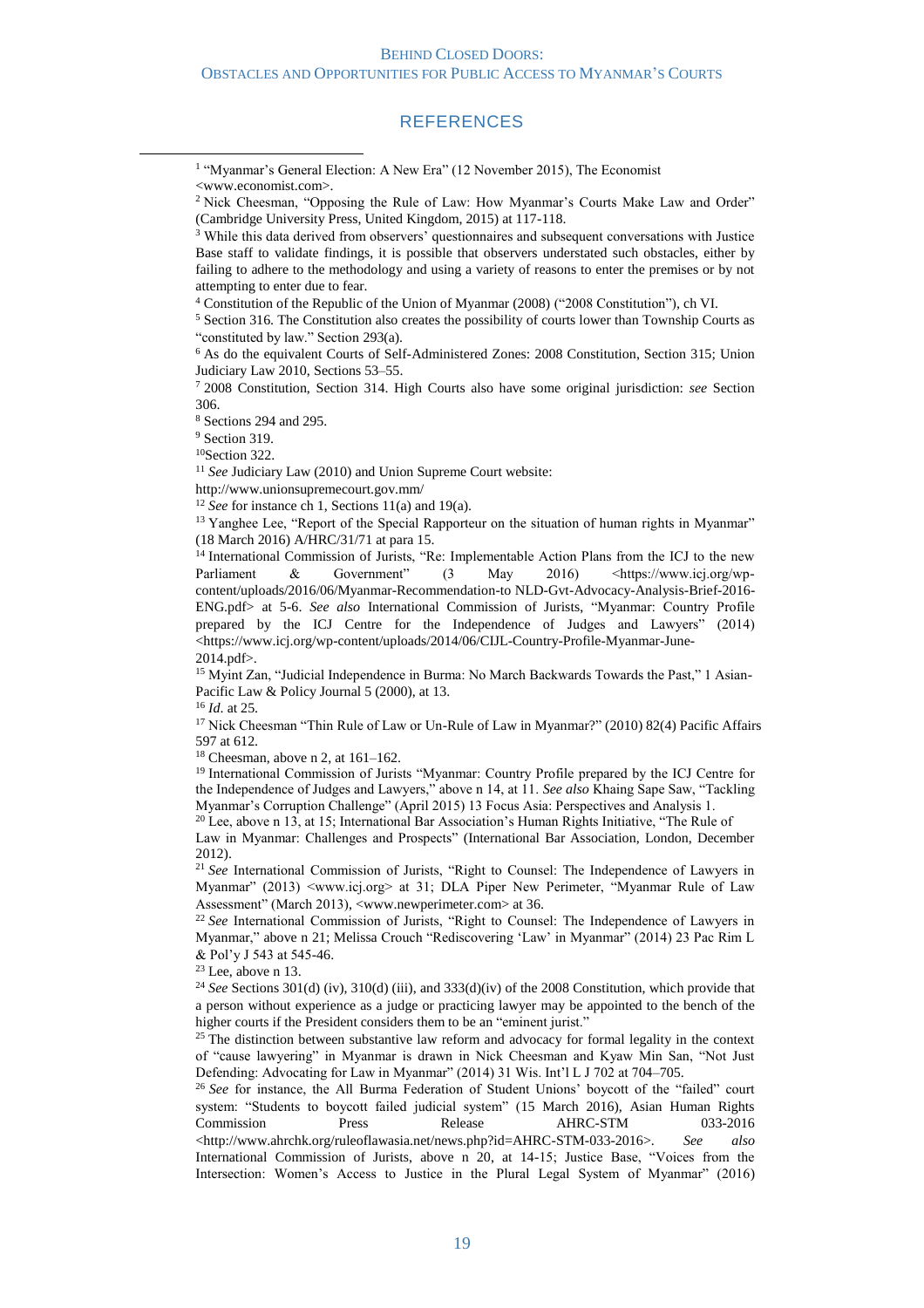## REFERENCES

[1] "Myanmar's General Election: A New Era" (12 November 2015), The Economist <www.economist.com>.

[2] Nick Cheesman, "Opposing the Rule of Law: How Myanmar's Courts Make Law and Order" (Cambridge University Press, United Kingdom, 2015) at 117-118.

[3] While this data derived from observers' questionnaires and subsequent conversations with Justice Base staff to validate findings, it is possible that observers understated such obstacles, either by failing to adhere to the methodology and using a variety of reasons to enter the premises or by not attempting to enter due to fear.

[4] Constitution of the Republic of the Union of Myanmar (2008) ("2008 Constitution"), ch VI.

[5] Section 316. The Constitution also creates the possibility of courts lower than Township Courts as "constituted by law." Section 293(a).

[6] As do the equivalent Courts of Self-Administered Zones: 2008 Constitution, Section 315; Union Judiciary Law 2010, Sections 53–55.

[7] 2008 Constitution, Section 314. High Courts also have some original jurisdiction: *see* Section 306.

[8] Sections 294 and 295.

[9] Section 319.

[10] Section 322.

[11] *See* Judiciary Law (2010) and Union Supreme Court website: http://www.unionsupremecourt.gov.mm/

[12] *See* for instance ch 1, Sections 11(a) and 19(a).

[13] Yanghee Lee, "Report of the Special Rapporteur on the situation of human rights in Myanmar" (18 March 2016) A/HRC/31/71 at para 15.

[14] International Commission of Jurists, "Re: Implementable Action Plans from the ICJ to the new Parliament & Government" (3 May 2016) <https://www.icj.org/wp-content/uploads/2016/06/Myanmar-Recommendation-to NLD-Gvt-Advocacy-Analysis-Brief-2016-ENG.pdf> at 5-6. *See also* International Commission of Jurists, "Myanmar: Country Profile prepared by the ICJ Centre for the Independence of Judges and Lawyers" (2014) <https://www.icj.org/wp-content/uploads/2014/06/CIJL-Country-Profile-Myanmar-June-2014.pdf>.

[15] Myint Zan, "Judicial Independence in Burma: No March Backwards Towards the Past," 1 Asian-Pacific Law & Policy Journal 5 (2000), at 13.

[16] *Id.* at 25.

[17] Nick Cheesman "Thin Rule of Law or Un-Rule of Law in Myanmar?" (2010) 82(4) Pacific Affairs 597 at 612.

[18] Cheesman, above n 2, at 161–162.

[19] International Commission of Jurists "Myanmar: Country Profile prepared by the ICJ Centre for the Independence of Judges and Lawyers," above n 14, at 11. *See also* Khaing Sape Saw, "Tackling Myanmar's Corruption Challenge" (April 2015) 13 Focus Asia: Perspectives and Analysis 1.

[20] Lee, above n 13, at 15; International Bar Association's Human Rights Initiative, "The Rule of Law in Myanmar: Challenges and Prospects" (International Bar Association, London, December 2012).

[21] *See* International Commission of Jurists, "Right to Counsel: The Independence of Lawyers in Myanmar" (2013) <www.icj.org> at 31; DLA Piper New Perimeter, "Myanmar Rule of Law Assessment" (March 2013), <www.newperimeter.com> at 36.

[22] *See* International Commission of Jurists, "Right to Counsel: The Independence of Lawyers in Myanmar," above n 21; Melissa Crouch "Rediscovering 'Law' in Myanmar" (2014) 23 Pac Rim L & Pol'y J 543 at 545-46.

[23] Lee, above n 13.

[24] *See* Sections 301(d) (iv), 310(d) (iii), and 333(d)(iv) of the 2008 Constitution, which provide that a person without experience as a judge or practicing lawyer may be appointed to the bench of the higher courts if the President considers them to be an "eminent jurist."

[25] The distinction between substantive law reform and advocacy for formal legality in the context of "cause lawyering" in Myanmar is drawn in Nick Cheesman and Kyaw Min San, "Not Just Defending: Advocating for Law in Myanmar" (2014) 31 Wis. Int'l L J 702 at 704–705.

[26] *See* for instance, the All Burma Federation of Student Unions' boycott of the "failed" court system: "Students to boycott failed judicial system" (15 March 2016), Asian Human Rights Commission Press Release AHRC-STM 033-2016 <http://www.ahrchk.org/ruleoflawasia.net/news.php?id=AHRC-STM-033-2016>. *See also* International Commission of Jurists, above n 20, at 14-15; Justice Base, "Voices from the Intersection: Women's Access to Justice in the Plural Legal System of Myanmar" (2016)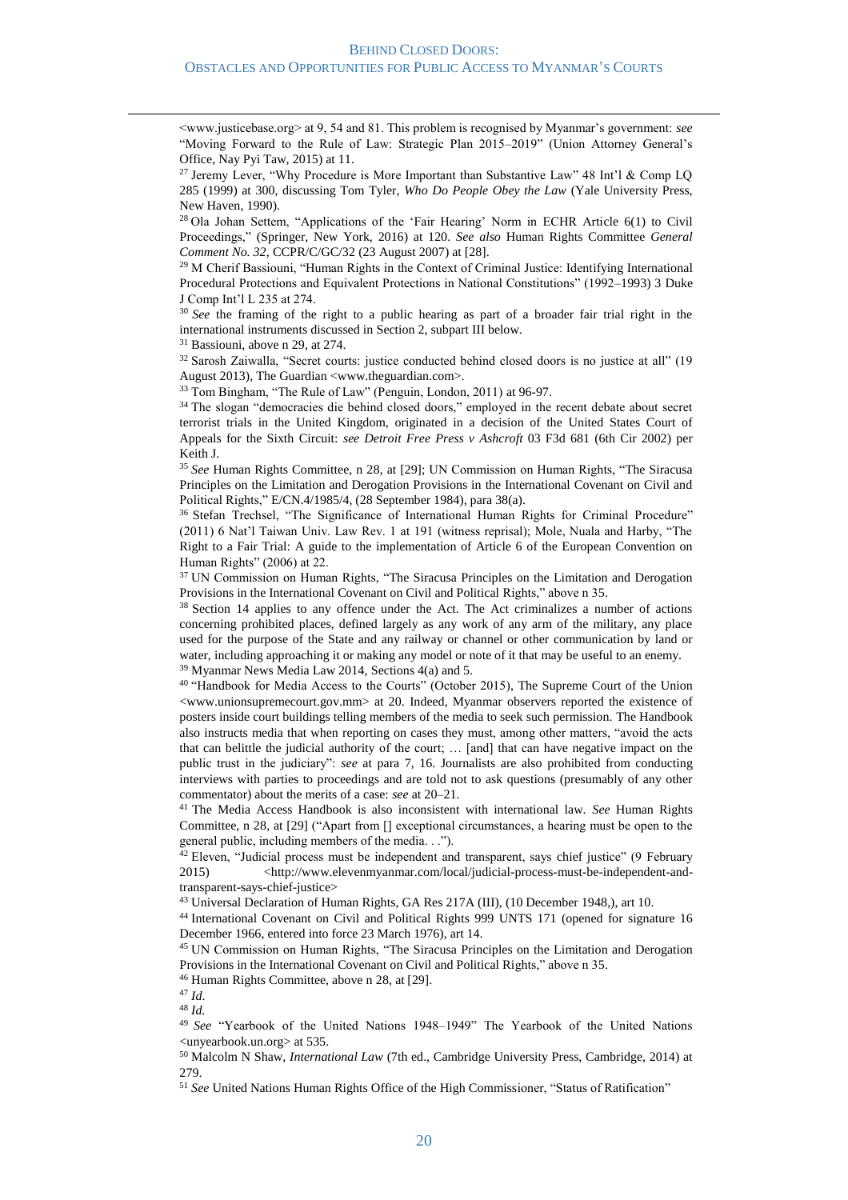<www.justicebase.org> at 9, 54 and 81. This problem is recognised by Myanmar's government: *see* "Moving Forward to the Rule of Law: Strategic Plan 2015–2019" (Union Attorney General's Office, Nay Pyi Taw, 2015) at 11.

[27] Jeremy Lever, "Why Procedure is More Important than Substantive Law" 48 Int'l & Comp LQ 285 (1999) at 300, discussing Tom Tyler, *Who Do People Obey the Law* (Yale University Press, New Haven, 1990).

[28] Ola Johan Settem, "Applications of the 'Fair Hearing' Norm in ECHR Article 6(1) to Civil Proceedings," (Springer, New York, 2016) at 120. *See also* Human Rights Committee *General Comment No. 32*, CCPR/C/GC/32 (23 August 2007) at [28].

[29] M Cherif Bassiouni, "Human Rights in the Context of Criminal Justice: Identifying International Procedural Protections and Equivalent Protections in National Constitutions" (1992–1993) 3 Duke J Comp Int'l L 235 at 274.

[30] *See* the framing of the right to a public hearing as part of a broader fair trial right in the international instruments discussed in Section 2, subpart III below.

[31] Bassiouni, above n 29, at 274.

[32] Sarosh Zaiwalla, "Secret courts: justice conducted behind closed doors is no justice at all" (19 August 2013), The Guardian <www.theguardian.com>.

[33] Tom Bingham, "The Rule of Law" (Penguin, London, 2011) at 96-97.

[34] The slogan "democracies die behind closed doors," employed in the recent debate about secret terrorist trials in the United Kingdom, originated in a decision of the United States Court of Appeals for the Sixth Circuit: *see Detroit Free Press v Ashcroft* 03 F3d 681 (6th Cir 2002) per Keith J.

[35] *See* Human Rights Committee, n 28, at [29]; UN Commission on Human Rights, "The Siracusa Principles on the Limitation and Derogation Provisions in the International Covenant on Civil and Political Rights," E/CN.4/1985/4, (28 September 1984), para 38(a).

[36] Stefan Trechsel, "The Significance of International Human Rights for Criminal Procedure" (2011) 6 Nat'l Taiwan Univ. Law Rev. 1 at 191 (witness reprisal); Mole, Nuala and Harby, "The Right to a Fair Trial: A guide to the implementation of Article 6 of the European Convention on Human Rights" (2006) at 22.

[37] UN Commission on Human Rights, "The Siracusa Principles on the Limitation and Derogation Provisions in the International Covenant on Civil and Political Rights," above n 35.

[38] Section 14 applies to any offence under the Act. The Act criminalizes a number of actions concerning prohibited places, defined largely as any work of any arm of the military, any place used for the purpose of the State and any railway or channel or other communication by land or water, including approaching it or making any model or note of it that may be useful to an enemy.

[39] Myanmar News Media Law 2014, Sections 4(a) and 5.

[40] "Handbook for Media Access to the Courts" (October 2015), The Supreme Court of the Union <www.unionsupremecourt.gov.mm> at 20. Indeed, Myanmar observers reported the existence of posters inside court buildings telling members of the media to seek such permission. The Handbook also instructs media that when reporting on cases they must, among other matters, "avoid the acts that can belittle the judicial authority of the court; … [and] that can have negative impact on the public trust in the judiciary": *see* at para 7, 16. Journalists are also prohibited from conducting interviews with parties to proceedings and are told not to ask questions (presumably of any other commentator) about the merits of a case: *see* at 20–21.

[41] The Media Access Handbook is also inconsistent with international law. *See* Human Rights Committee, n 28, at [29] ("Apart from [] exceptional circumstances, a hearing must be open to the general public, including members of the media. . .").

[42] Eleven, "Judicial process must be independent and transparent, says chief justice" (9 February 2015) <http://www.elevenmyanmar.com/local/judicial-process-must-be-independent-and-transparent-says-chief-justice>

[43] Universal Declaration of Human Rights, GA Res 217A (III), (10 December 1948,), art 10.

[44] International Covenant on Civil and Political Rights 999 UNTS 171 (opened for signature 16 December 1966, entered into force 23 March 1976), art 14.

[45] UN Commission on Human Rights, "The Siracusa Principles on the Limitation and Derogation Provisions in the International Covenant on Civil and Political Rights," above n 35.

[46] Human Rights Committee, above n 28, at [29].

[47] *Id.*

[48] *Id.*

[49] *See* "Yearbook of the United Nations 1948–1949" The Yearbook of the United Nations <unyearbook.un.org> at 535.

[50] Malcolm N Shaw, *International Law* (7th ed., Cambridge University Press, Cambridge, 2014) at 279.

[51] *See* United Nations Human Rights Office of the High Commissioner, "Status of Ratification"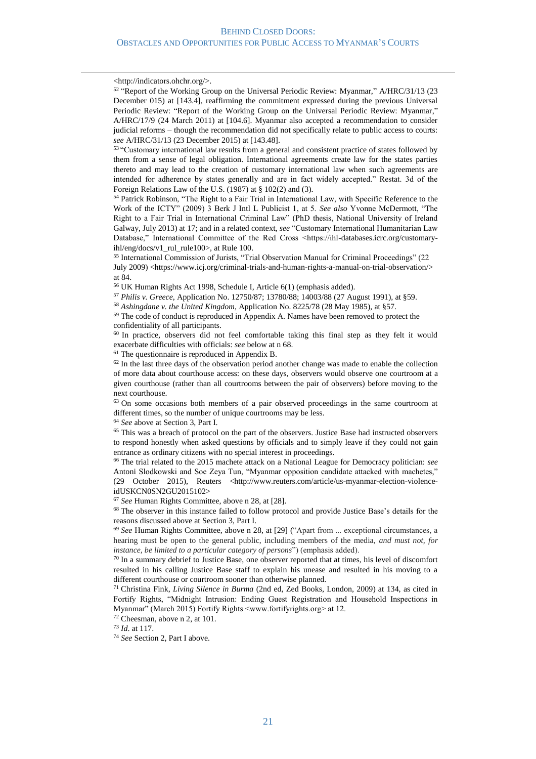<http://indicators.ohchr.org/>.

[52] "Report of the Working Group on the Universal Periodic Review: Myanmar," A/HRC/31/13 (23 December 015) at [143.4], reaffirming the commitment expressed during the previous Universal Periodic Review: "Report of the Working Group on the Universal Periodic Review: Myanmar," A/HRC/17/9 (24 March 2011) at [104.6]. Myanmar also accepted a recommendation to consider judicial reforms – though the recommendation did not specifically relate to public access to courts: *see* A/HRC/31/13 (23 December 2015) at [143.48].

[53] "Customary international law results from a general and consistent practice of states followed by them from a sense of legal obligation. International agreements create law for the states parties thereto and may lead to the creation of customary international law when such agreements are intended for adherence by states generally and are in fact widely accepted." Restat. 3d of the Foreign Relations Law of the U.S. (1987) at § 102(2) and (3).

[54] Patrick Robinson, "The Right to a Fair Trial in International Law, with Specific Reference to the Work of the ICTY" (2009) 3 Berk J Intl L Publicist 1, at 5. *See also* Yvonne McDermott, "The Right to a Fair Trial in International Criminal Law" (PhD thesis, National University of Ireland Galway, July 2013) at 17; and in a related context, *see* "Customary International Humanitarian Law Database," International Committee of the Red Cross <https://ihl-databases.icrc.org/customary-ihl/eng/docs/v1_rul_rule100>, at Rule 100.

[55] International Commission of Jurists, "Trial Observation Manual for Criminal Proceedings" (22 July 2009) <https://www.icj.org/criminal-trials-and-human-rights-a-manual-on-trial-observation/> at 84.

[56] UK Human Rights Act 1998, Schedule I, Article 6(1) (emphasis added).

[57] *Philis v. Greece*, Application No. 12750/87; 13780/88; 14003/88 (27 August 1991), at §59.

[58] *Ashingdane v. the United Kingdom*, Application No. 8225/78 (28 May 1985), at §57.

[59] The code of conduct is reproduced in Appendix A. Names have been removed to protect the confidentiality of all participants.

[60] In practice, observers did not feel comfortable taking this final step as they felt it would exacerbate difficulties with officials: *see* below at n 68.

[61] The questionnaire is reproduced in Appendix B.

[62] In the last three days of the observation period another change was made to enable the collection of more data about courthouse access: on these days, observers would observe one courtroom at a given courthouse (rather than all courtrooms between the pair of observers) before moving to the next courthouse.

[63] On some occasions both members of a pair observed proceedings in the same courtroom at different times, so the number of unique courtrooms may be less.

[64] *See* above at Section 3, Part I.

[65] This was a breach of protocol on the part of the observers. Justice Base had instructed observers to respond honestly when asked questions by officials and to simply leave if they could not gain entrance as ordinary citizens with no special interest in proceedings.

[66] The trial related to the 2015 machete attack on a National League for Democracy politician: *see* Antoni Slodkowski and Soe Zeya Tun, "Myanmar opposition candidate attacked with machetes," (29 October 2015), Reuters <http://www.reuters.com/article/us-myanmar-election-violence-idUSKCN0SN2GU2015102>

[67] *See* Human Rights Committee, above n 28, at [28].

[68] The observer in this instance failed to follow protocol and provide Justice Base's details for the reasons discussed above at Section 3, Part I.

[69] *See* Human Rights Committee, above n 28, at [29] ("Apart from ... exceptional circumstances, a hearing must be open to the general public, including members of the media, *and must not, for instance, be limited to a particular category of persons*") (emphasis added).

[70] In a summary debrief to Justice Base, one observer reported that at times, his level of discomfort resulted in his calling Justice Base staff to explain his unease and resulted in his moving to a different courthouse or courtroom sooner than otherwise planned.

[71] Christina Fink, *Living Silence in Burma* (2nd ed, Zed Books, London, 2009) at 134, as cited in Fortify Rights, "Midnight Intrusion: Ending Guest Registration and Household Inspections in Myanmar" (March 2015) Fortify Rights <www.fortifyrights.org> at 12.

[72] Cheesman, above n 2, at 101.

[73] *Id*. at 117.

[74] *See* Section 2, Part I above.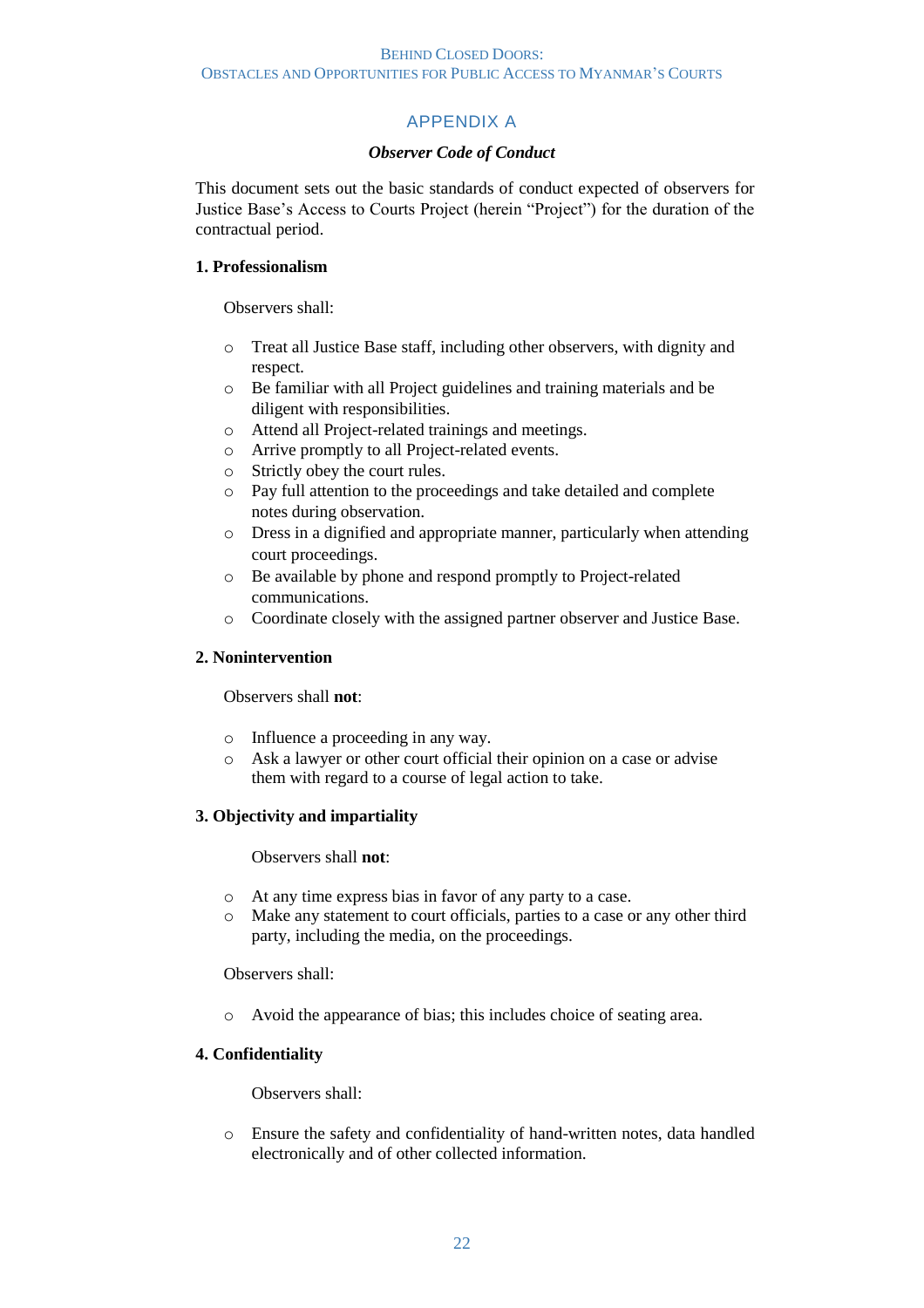# APPENDIX A

***Observer Code of Conduct***

This document sets out the basic standards of conduct expected of observers for Justice Base's Access to Courts Project (herein "Project") for the duration of the contractual period.

**1. Professionalism**

Observers shall:

- Treat all Justice Base staff, including other observers, with dignity and respect.
- Be familiar with all Project guidelines and training materials and be diligent with responsibilities.
- Attend all Project-related trainings and meetings.
- Arrive promptly to all Project-related events.
- Strictly obey the court rules.
- Pay full attention to the proceedings and take detailed and complete notes during observation.
- Dress in a dignified and appropriate manner, particularly when attending court proceedings.
- Be available by phone and respond promptly to Project-related communications.
- Coordinate closely with the assigned partner observer and Justice Base.

**2. Nonintervention**

Observers shall **not**:

- Influence a proceeding in any way.
- Ask a lawyer or other court official their opinion on a case or advise them with regard to a course of legal action to take.

**3. Objectivity and impartiality**

Observers shall **not**:

- At any time express bias in favor of any party to a case.
- Make any statement to court officials, parties to a case or any other third party, including the media, on the proceedings.

Observers shall:

- Avoid the appearance of bias; this includes choice of seating area.

**4. Confidentiality**

Observers shall:

- Ensure the safety and confidentiality of hand-written notes, data handled electronically and of other collected information.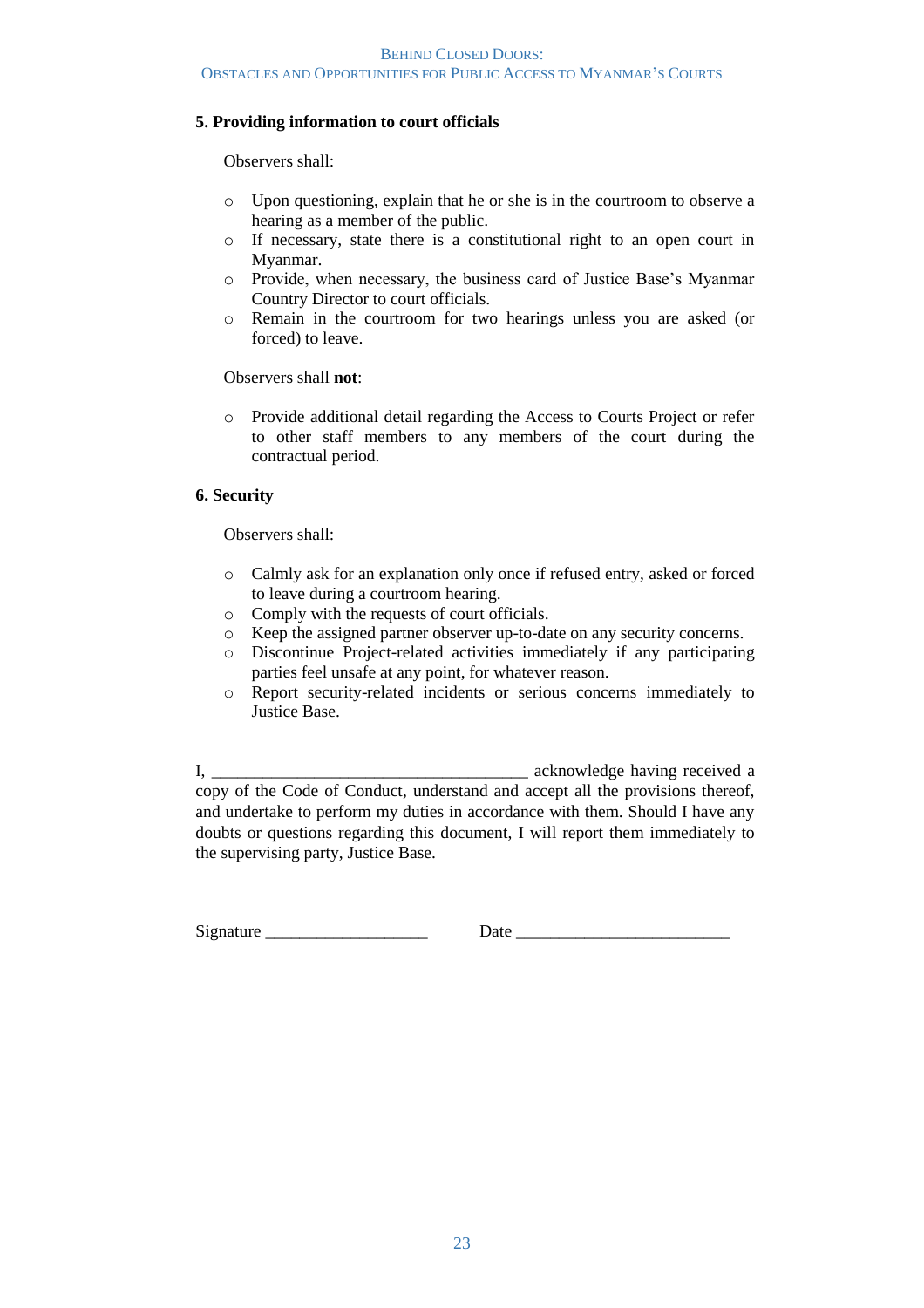### 5. Providing information to court officials

Observers shall:

- Upon questioning, explain that he or she is in the courtroom to observe a hearing as a member of the public.
- If necessary, state there is a constitutional right to an open court in Myanmar.
- Provide, when necessary, the business card of Justice Base's Myanmar Country Director to court officials.
- Remain in the courtroom for two hearings unless you are asked (or forced) to leave.

Observers shall **not**:

- Provide additional detail regarding the Access to Courts Project or refer to other staff members to any members of the court during the contractual period.

### 6. Security

Observers shall:

- Calmly ask for an explanation only once if refused entry, asked or forced to leave during a courtroom hearing.
- Comply with the requests of court officials.
- Keep the assigned partner observer up-to-date on any security concerns.
- Discontinue Project-related activities immediately if any participating parties feel unsafe at any point, for whatever reason.
- Report security-related incidents or serious concerns immediately to Justice Base.

I, _____________________________________ acknowledge having received a copy of the Code of Conduct, understand and accept all the provisions thereof, and undertake to perform my duties in accordance with them. Should I have any doubts or questions regarding this document, I will report them immediately to the supervising party, Justice Base.

Signature ___________________ Date _________________________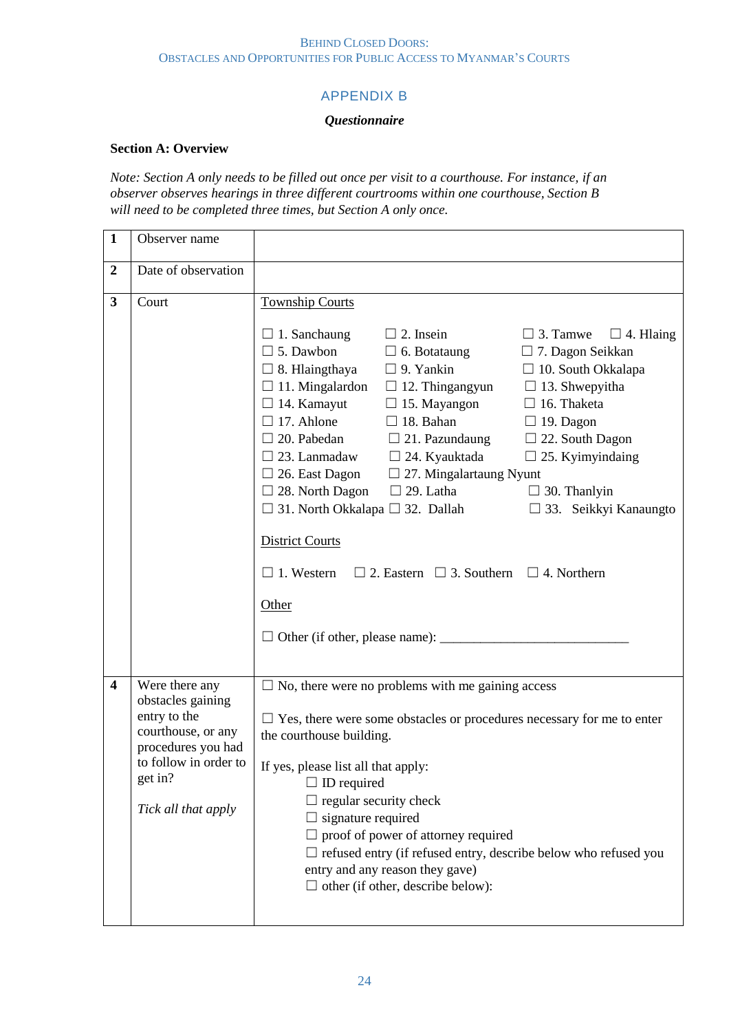# APPENDIX B

***Questionnaire***

**Section A: Overview**

*Note: Section A only needs to be filled out once per visit to a courthouse. For instance, if an observer observes hearings in three different courtrooms within one courthouse, Section B will need to be completed three times, but Section A only once.*

| | | |
|---|---|---|
| **1** | Observer name | |
| **2** | Date of observation | |
| **3** | Court | Township Courts<br><br>☐ 1. Sanchaung ☐ 2. Insein ☐ 3. Tamwe ☐ 4. Hlaing<br>☐ 5. Dawbon ☐ 6. Botataung ☐ 7. Dagon Seikkan<br>☐ 8. Hlaingthaya ☐ 9. Yankin ☐ 10. South Okkalapa<br>☐ 11. Mingalardon ☐ 12. Thingangyun ☐ 13. Shwepyitha<br>☐ 14. Kamayut ☐ 15. Mayangon ☐ 16. Thaketa<br>☐ 17. Ahlone ☐ 18. Bahan ☐ 19. Dagon<br>☐ 20. Pabedan ☐ 21. Pazundaung ☐ 22. South Dagon<br>☐ 23. Lanmadaw ☐ 24. Kyauktada ☐ 25. Kyimyindaing<br>☐ 26. East Dagon ☐ 27. Mingalartaung Nyunt<br>☐ 28. North Dagon ☐ 29. Latha ☐ 30. Thanlyin<br>☐ 31. North Okkalapa ☐ 32. Dallah ☐ 33. Seikkyi Kanaungto<br><br>District Courts<br><br>☐ 1. Western ☐ 2. Eastern ☐ 3. Southern ☐ 4. Northern<br><br>Other<br><br>☐ Other (if other, please name): ____________________________ |
| **4** | Were there any obstacles gaining entry to the courthouse, or any procedures you had to follow in order to get in?<br><br>*Tick all that apply* | ☐ No, there were no problems with me gaining access<br><br>☐ Yes, there were some obstacles or procedures necessary for me to enter the courthouse building.<br><br>If yes, please list all that apply:<br>☐ ID required<br>☐ regular security check<br>☐ signature required<br>☐ proof of power of attorney required<br>☐ refused entry (if refused entry, describe below who refused you entry and any reason they gave)<br>☐ other (if other, describe below): |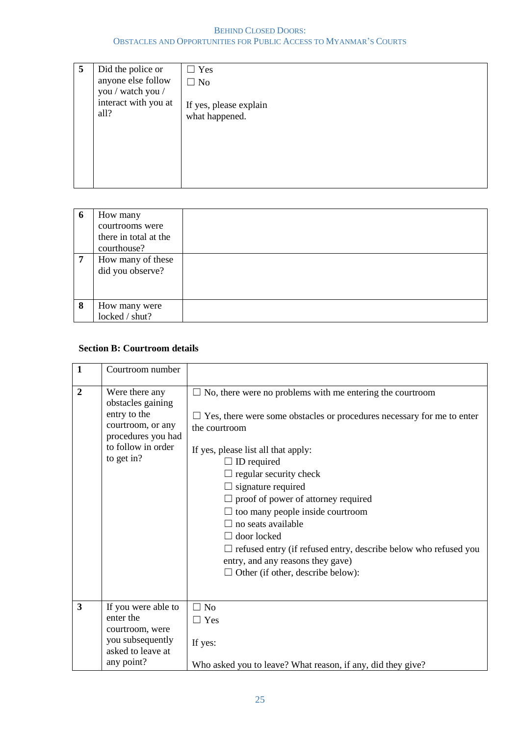| 5 | Did the police or anyone else follow you / watch you / interact with you at all? | ☐ Yes<br>☐ No<br><br>If yes, please explain what happened. |
|---|---|---|

| 6 | How many courtrooms were there in total at the courthouse? | |
|---|---|---|
| 7 | How many of these did you observe? | |
| 8 | How many were locked / shut? | |

**Section B: Courtroom details**

| 1 | Courtroom number | |
|---|---|---|
| 2 | Were there any obstacles gaining entry to the courtroom, or any procedures you had to follow in order to get in? | ☐ No, there were no problems with me entering the courtroom<br><br>☐ Yes, there were some obstacles or procedures necessary for me to enter the courtroom<br><br>If yes, please list all that apply:<br>☐ ID required<br>☐ regular security check<br>☐ signature required<br>☐ proof of power of attorney required<br>☐ too many people inside courtroom<br>☐ no seats available<br>☐ door locked<br>☐ refused entry (if refused entry, describe below who refused you entry, and any reasons they gave)<br>☐ Other (if other, describe below): |
| 3 | If you were able to enter the courtroom, were you subsequently asked to leave at any point? | ☐ No<br>☐ Yes<br><br>If yes:<br><br>Who asked you to leave? What reason, if any, did they give? |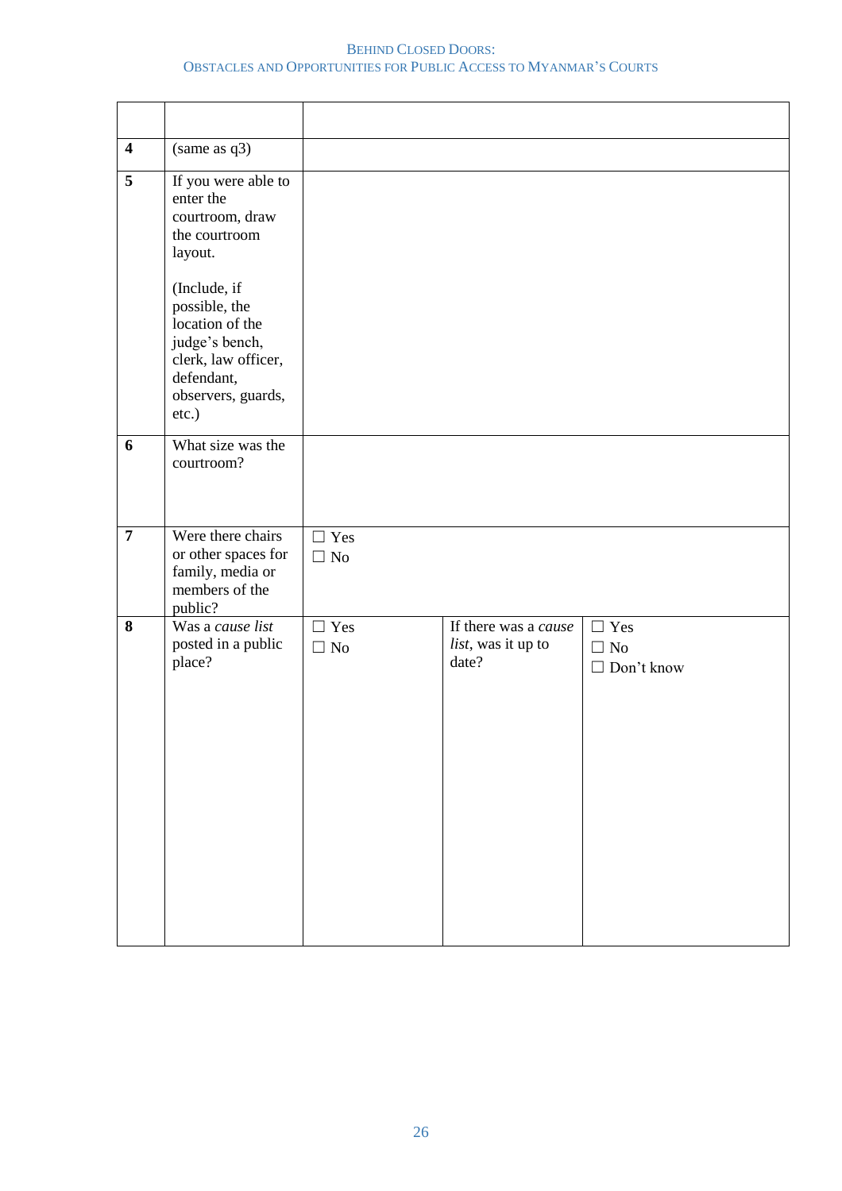| | | | | |
|---|---|---|---|---|
| 4 | (same as q3) | | | |
| 5 | If you were able to enter the courtroom, draw the courtroom layout.<br><br>(Include, if possible, the location of the judge's bench, clerk, law officer, defendant, observers, guards, etc.) | | | |
| 6 | What size was the courtroom? | | | |
| 7 | Were there chairs or other spaces for family, media or members of the public? | ☐ Yes<br>☐ No | | |
| 8 | Was a *cause list* posted in a public place? | ☐ Yes<br>☐ No | If there was a *cause list*, was it up to date? | ☐ Yes<br>☐ No<br>☐ Don't know |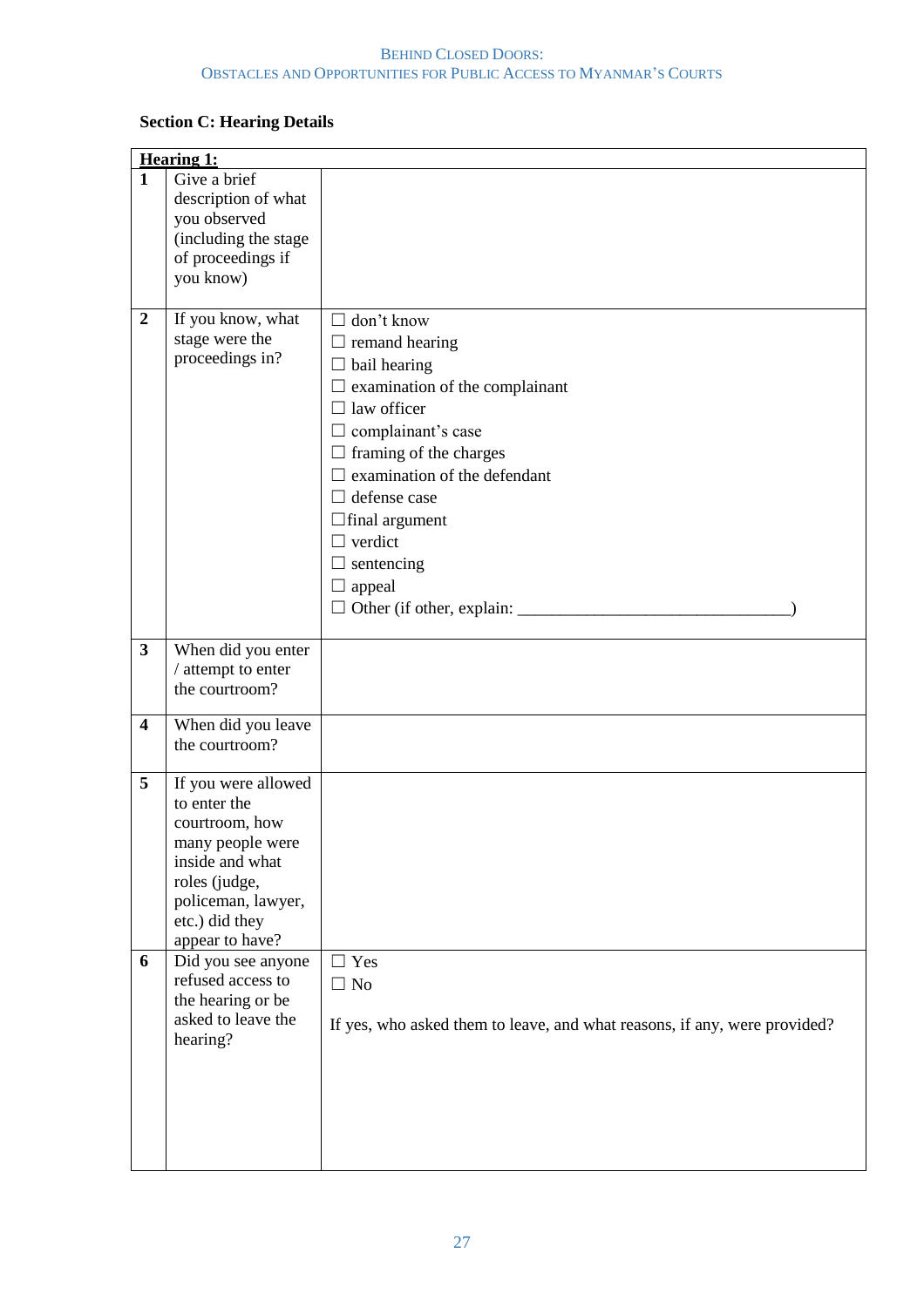### Section C: Hearing Details

| **Hearing 1:** | | |
|---|---|---|
| **1** | Give a brief description of what you observed (including the stage of proceedings if you know) | |
| **2** | If you know, what stage were the proceedings in? | ☐ don't know<br>☐ remand hearing<br>☐ bail hearing<br>☐ examination of the complainant<br>☐ law officer<br>☐ complainant's case<br>☐ framing of the charges<br>☐ examination of the defendant<br>☐ defense case<br>☐final argument<br>☐ verdict<br>☐ sentencing<br>☐ appeal<br>☐ Other (if other, explain: ________________________________) |
| **3** | When did you enter / attempt to enter the courtroom? | |
| **4** | When did you leave the courtroom? | |
| **5** | If you were allowed to enter the courtroom, how many people were inside and what roles (judge, policeman, lawyer, etc.) did they appear to have? | |
| **6** | Did you see anyone refused access to the hearing or be asked to leave the hearing? | ☐ Yes<br>☐ No<br><br>If yes, who asked them to leave, and what reasons, if any, were provided? |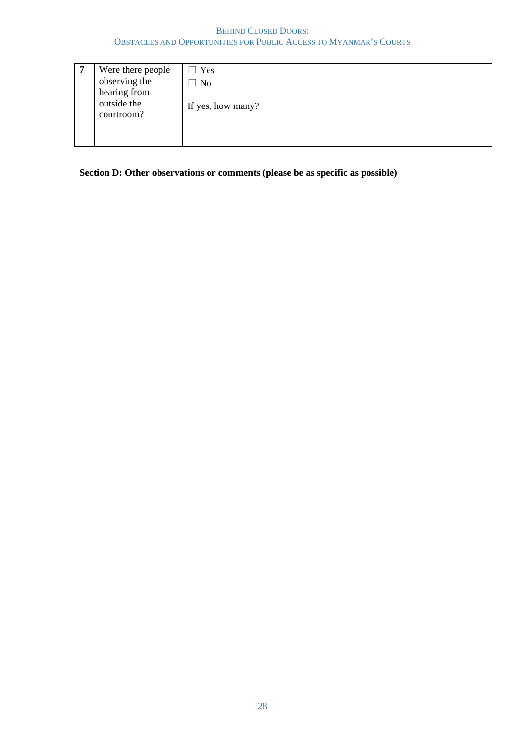| | | |
|---|---|---|
| 7 | Were there people observing the hearing from outside the courtroom? | ☐ Yes<br>☐ No<br><br>If yes, how many? |

**Section D: Other observations or comments (please be as specific as possible)**